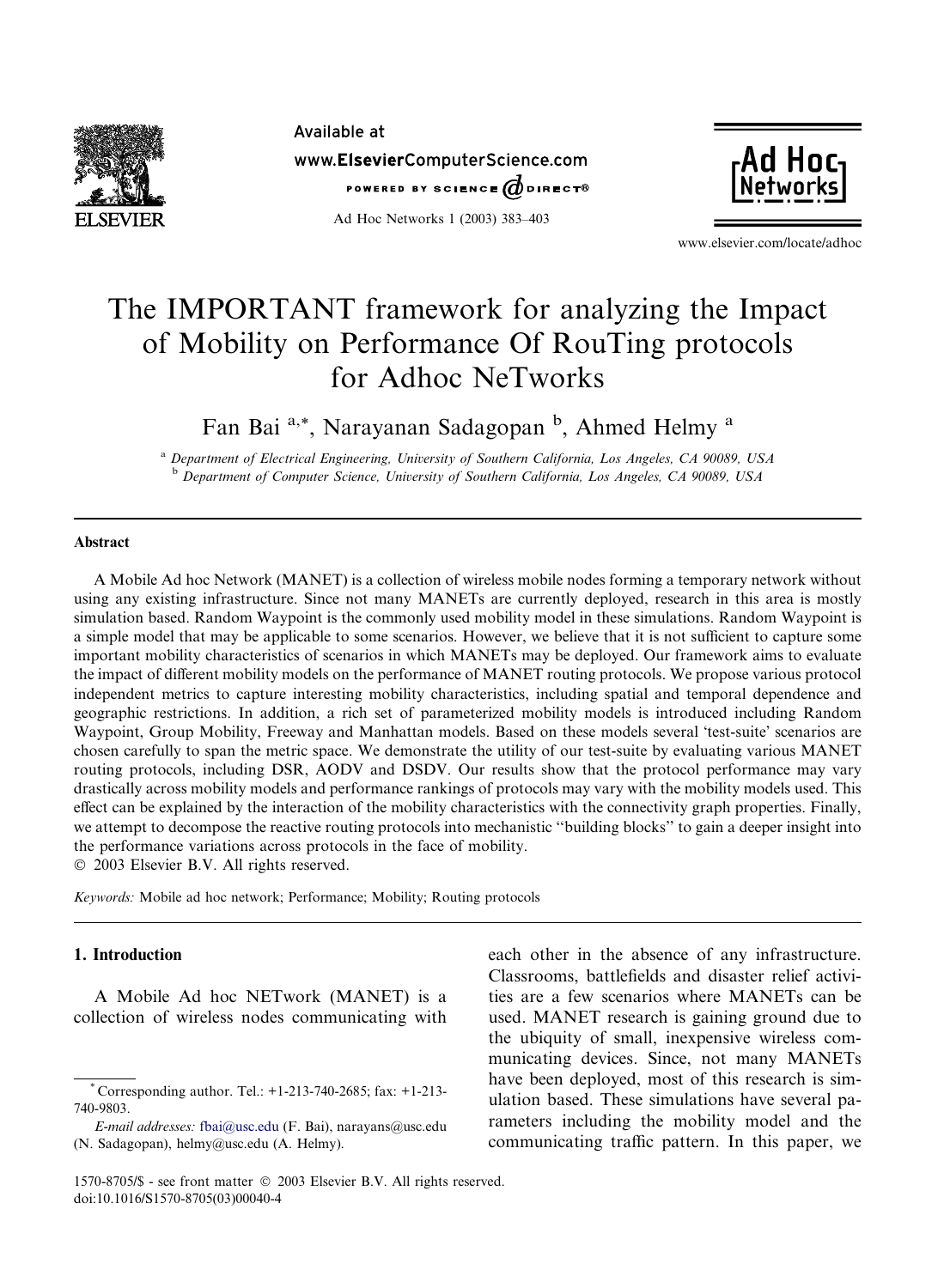# The IMPORTANT framework for analyzing the Impact of Mobility on Performance Of RouTing protocols for Adhoc NeTworks

Fan Bai [a,*], Narayanan Sadagopan [b], Ahmed Helmy [a]

[a] Department of Electrical Engineering, University of Southern California, Los Angeles, CA 90089, USA

[b] Department of Computer Science, University of Southern California, Los Angeles, CA 90089, USA

## Abstract

A Mobile Ad hoc Network (MANET) is a collection of wireless mobile nodes forming a temporary network without using any existing infrastructure. Since not many MANETs are currently deployed, research in this area is mostly simulation based. Random Waypoint is the commonly used mobility model in these simulations. Random Waypoint is a simple model that may be applicable to some scenarios. However, we believe that it is not sufficient to capture some important mobility characteristics of scenarios in which MANETs may be deployed. Our framework aims to evaluate the impact of different mobility models on the performance of MANET routing protocols. We propose various protocol independent metrics to capture interesting mobility characteristics, including spatial and temporal dependence and geographic restrictions. In addition, a rich set of parameterized mobility models is introduced including Random Waypoint, Group Mobility, Freeway and Manhattan models. Based on these models several 'test-suite' scenarios are chosen carefully to span the metric space. We demonstrate the utility of our test-suite by evaluating various MANET routing protocols, including DSR, AODV and DSDV. Our results show that the protocol performance may vary drastically across mobility models and performance rankings of protocols may vary with the mobility models used. This effect can be explained by the interaction of the mobility characteristics with the connectivity graph properties. Finally, we attempt to decompose the reactive routing protocols into mechanistic "building blocks" to gain a deeper insight into the performance variations across protocols in the face of mobility.

© 2003 Elsevier B.V. All rights reserved.

*Keywords:* Mobile ad hoc network; Performance; Mobility; Routing protocols

## 1. Introduction

A Mobile Ad hoc NETwork (MANET) is a collection of wireless nodes communicating with each other in the absence of any infrastructure. Classrooms, battlefields and disaster relief activities are a few scenarios where MANETs can be used. MANET research is gaining ground due to the ubiquity of small, inexpensive wireless communicating devices. Since, not many MANETs have been deployed, most of this research is simulation based. These simulations have several parameters including the mobility model and the communicating traffic pattern. In this paper, we

---

* Corresponding author. Tel.: +1-213-740-2685; fax: +1-213-740-9803.

*E-mail addresses:* fbai@usc.edu (F. Bai), narayans@usc.edu (N. Sadagopan), helmy@usc.edu (A. Helmy).

1570-8705/$ - see front matter © 2003 Elsevier B.V. All rights reserved.
doi:10.1016/S1570-8705(03)00040-4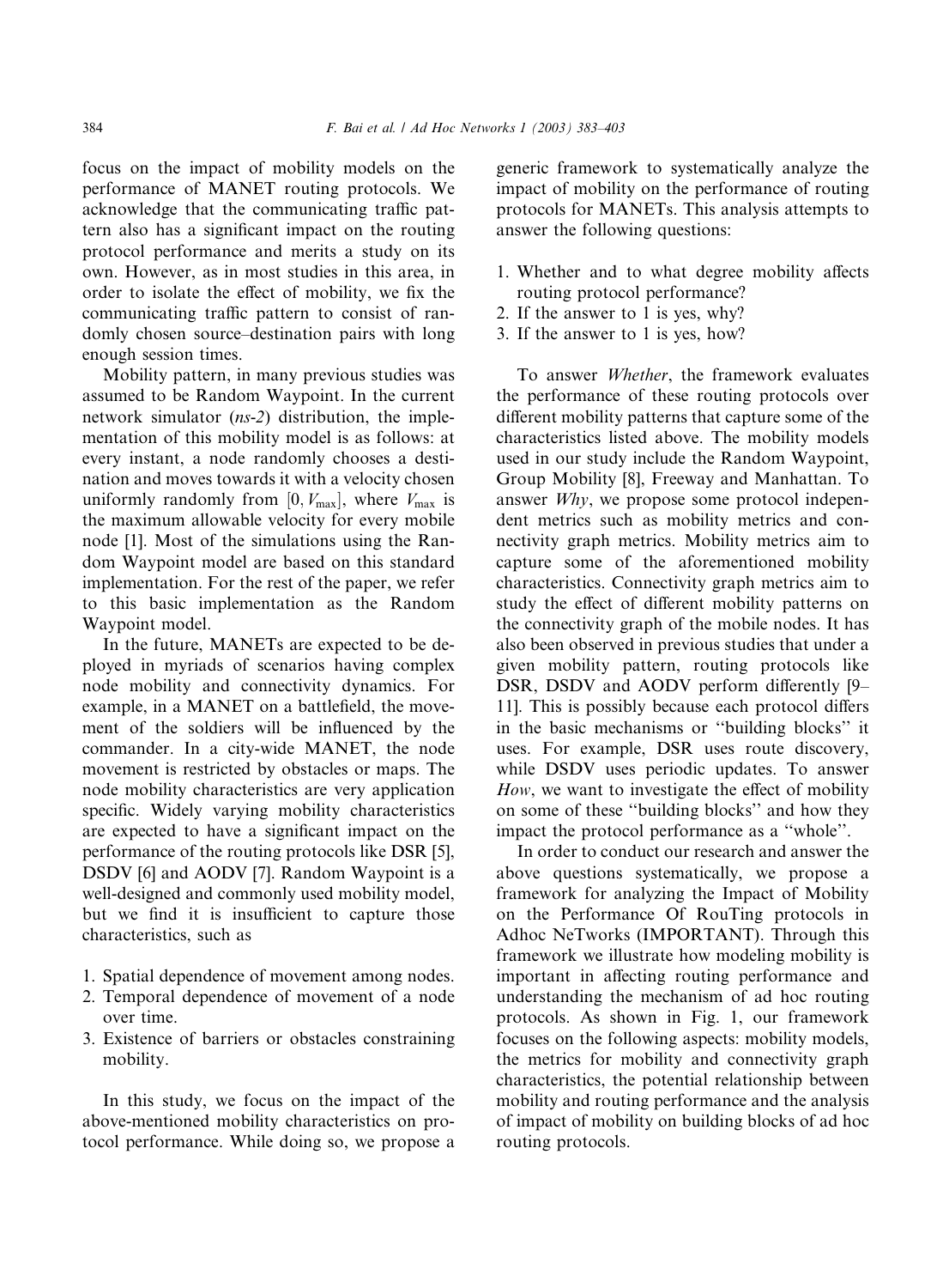focus on the impact of mobility models on the performance of MANET routing protocols. We acknowledge that the communicating traffic pattern also has a significant impact on the routing protocol performance and merits a study on its own. However, as in most studies in this area, in order to isolate the effect of mobility, we fix the communicating traffic pattern to consist of randomly chosen source–destination pairs with long enough session times.

Mobility pattern, in many previous studies was assumed to be Random Waypoint. In the current network simulator (*ns-2*) distribution, the implementation of this mobility model is as follows: at every instant, a node randomly chooses a destination and moves towards it with a velocity chosen uniformly randomly from $[0, V_{\max}]$, where $V_{\max}$ is the maximum allowable velocity for every mobile node [1]. Most of the simulations using the Random Waypoint model are based on this standard implementation. For the rest of the paper, we refer to this basic implementation as the Random Waypoint model.

In the future, MANETs are expected to be deployed in myriads of scenarios having complex node mobility and connectivity dynamics. For example, in a MANET on a battlefield, the movement of the soldiers will be influenced by the commander. In a city-wide MANET, the node movement is restricted by obstacles or maps. The node mobility characteristics are very application specific. Widely varying mobility characteristics are expected to have a significant impact on the performance of the routing protocols like DSR [5], DSDV [6] and AODV [7]. Random Waypoint is a well-designed and commonly used mobility model, but we find it is insufficient to capture those characteristics, such as

1. Spatial dependence of movement among nodes.
2. Temporal dependence of movement of a node over time.
3. Existence of barriers or obstacles constraining mobility.

In this study, we focus on the impact of the above-mentioned mobility characteristics on protocol performance. While doing so, we propose a generic framework to systematically analyze the impact of mobility on the performance of routing protocols for MANETs. This analysis attempts to answer the following questions:

1. Whether and to what degree mobility affects routing protocol performance?
2. If the answer to 1 is yes, why?
3. If the answer to 1 is yes, how?

To answer *Whether*, the framework evaluates the performance of these routing protocols over different mobility patterns that capture some of the characteristics listed above. The mobility models used in our study include the Random Waypoint, Group Mobility [8], Freeway and Manhattan. To answer *Why*, we propose some protocol independent metrics such as mobility metrics and connectivity graph metrics. Mobility metrics aim to capture some of the aforementioned mobility characteristics. Connectivity graph metrics aim to study the effect of different mobility patterns on the connectivity graph of the mobile nodes. It has also been observed in previous studies that under a given mobility pattern, routing protocols like DSR, DSDV and AODV perform differently [9–11]. This is possibly because each protocol differs in the basic mechanisms or ''building blocks'' it uses. For example, DSR uses route discovery, while DSDV uses periodic updates. To answer *How*, we want to investigate the effect of mobility on some of these ''building blocks'' and how they impact the protocol performance as a ''whole''.

In order to conduct our research and answer the above questions systematically, we propose a framework for analyzing the Impact of Mobility on the Performance Of RouTing protocols in Adhoc NeTworks (IMPORTANT). Through this framework we illustrate how modeling mobility is important in affecting routing performance and understanding the mechanism of ad hoc routing protocols. As shown in Fig. 1, our framework focuses on the following aspects: mobility models, the metrics for mobility and connectivity graph characteristics, the potential relationship between mobility and routing performance and the analysis of impact of mobility on building blocks of ad hoc routing protocols.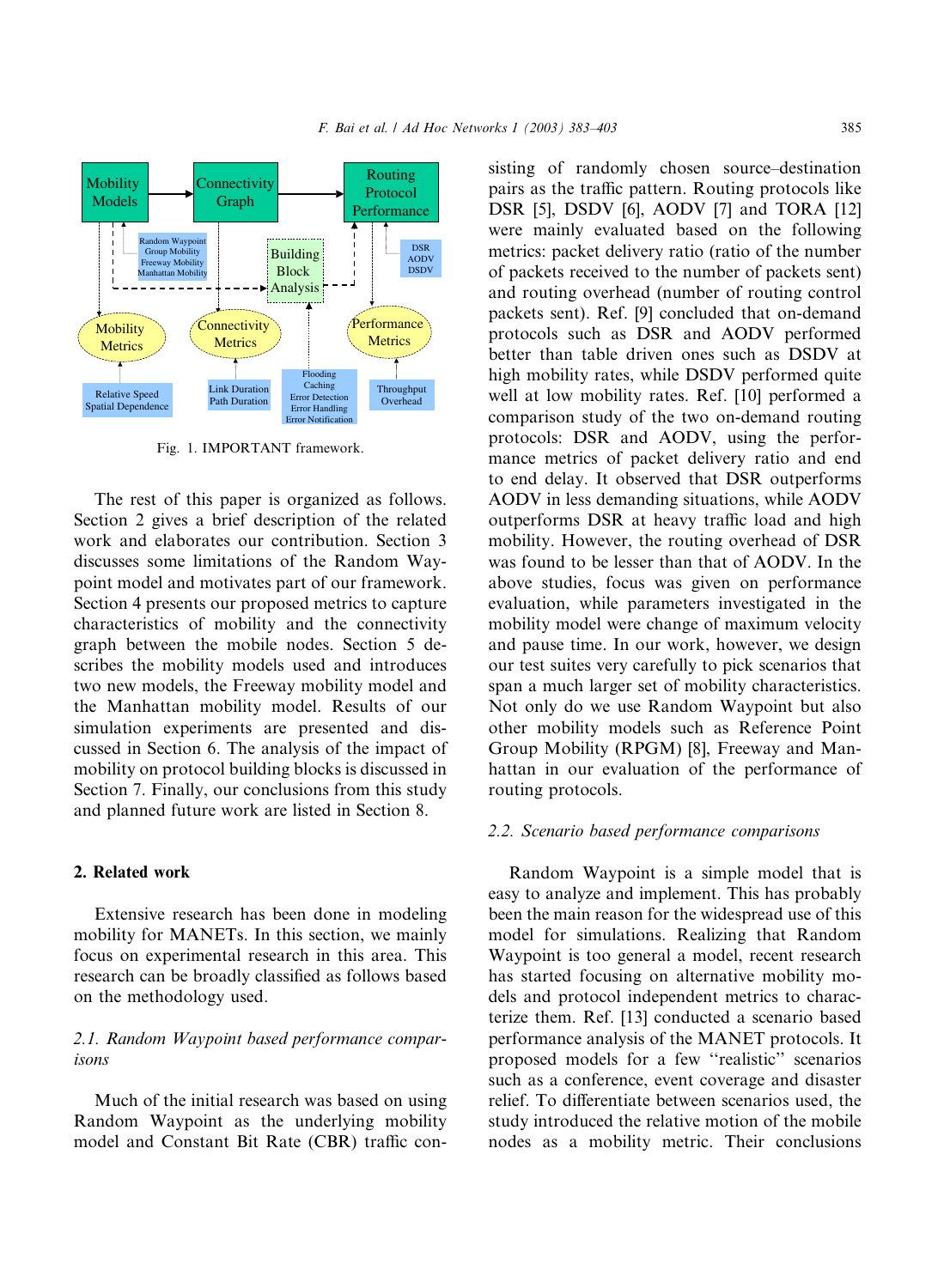Fig. 1. IMPORTANT framework.

The rest of this paper is organized as follows. Section 2 gives a brief description of the related work and elaborates our contribution. Section 3 discusses some limitations of the Random Waypoint model and motivates part of our framework. Section 4 presents our proposed metrics to capture characteristics of mobility and the connectivity graph between the mobile nodes. Section 5 describes the mobility models used and introduces two new models, the Freeway mobility model and the Manhattan mobility model. Results of our simulation experiments are presented and discussed in Section 6. The analysis of the impact of mobility on protocol building blocks is discussed in Section 7. Finally, our conclusions from this study and planned future work are listed in Section 8.

## 2. Related work

Extensive research has been done in modeling mobility for MANETs. In this section, we mainly focus on experimental research in this area. This research can be broadly classified as follows based on the methodology used.

### 2.1. Random Waypoint based performance comparisons

Much of the initial research was based on using Random Waypoint as the underlying mobility model and Constant Bit Rate (CBR) traffic consisting of randomly chosen source–destination pairs as the traffic pattern. Routing protocols like DSR [5], DSDV [6], AODV [7] and TORA [12] were mainly evaluated based on the following metrics: packet delivery ratio (ratio of the number of packets received to the number of packets sent) and routing overhead (number of routing control packets sent). Ref. [9] concluded that on-demand protocols such as DSR and AODV performed better than table driven ones such as DSDV at high mobility rates, while DSDV performed quite well at low mobility rates. Ref. [10] performed a comparison study of the two on-demand routing protocols: DSR and AODV, using the performance metrics of packet delivery ratio and end to end delay. It observed that DSR outperforms AODV in less demanding situations, while AODV outperforms DSR at heavy traffic load and high mobility. However, the routing overhead of DSR was found to be lesser than that of AODV. In the above studies, focus was given on performance evaluation, while parameters investigated in the mobility model were change of maximum velocity and pause time. In our work, however, we design our test suites very carefully to pick scenarios that span a much larger set of mobility characteristics. Not only do we use Random Waypoint but also other mobility models such as Reference Point Group Mobility (RPGM) [8], Freeway and Manhattan in our evaluation of the performance of routing protocols.

### 2.2. Scenario based performance comparisons

Random Waypoint is a simple model that is easy to analyze and implement. This has probably been the main reason for the widespread use of this model for simulations. Realizing that Random Waypoint is too general a model, recent research has started focusing on alternative mobility models and protocol independent metrics to characterize them. Ref. [13] conducted a scenario based performance analysis of the MANET protocols. It proposed models for a few "realistic" scenarios such as a conference, event coverage and disaster relief. To differentiate between scenarios used, the study introduced the relative motion of the mobile nodes as a mobility metric. Their conclusions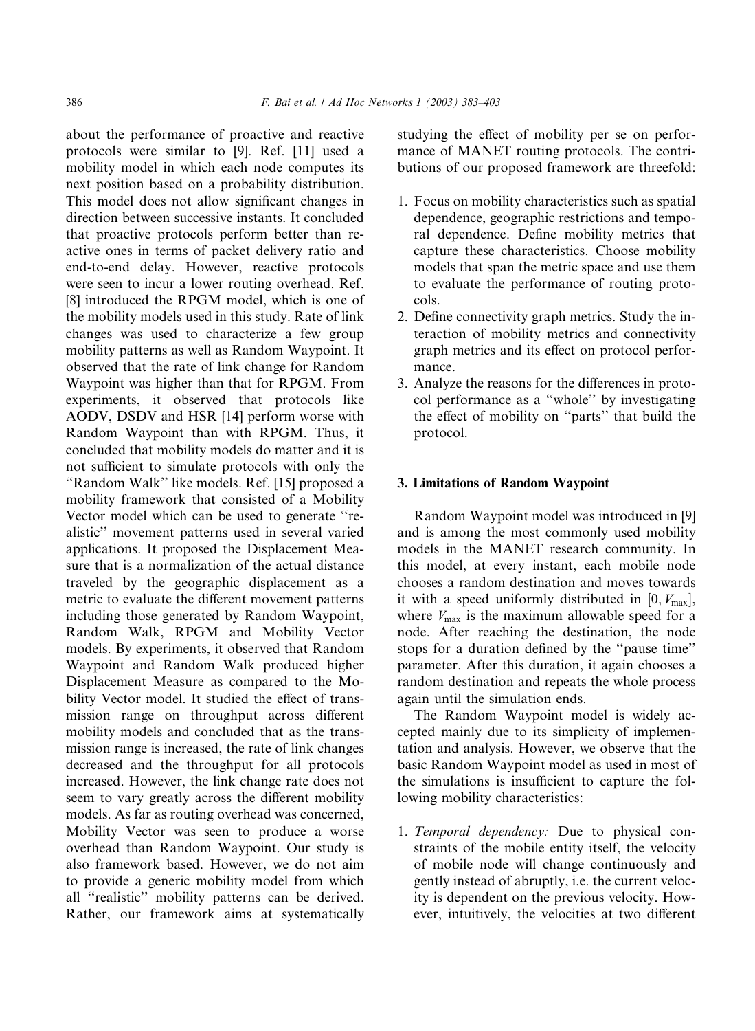about the performance of proactive and reactive protocols were similar to [9]. Ref. [11] used a mobility model in which each node computes its next position based on a probability distribution. This model does not allow significant changes in direction between successive instants. It concluded that proactive protocols perform better than reactive ones in terms of packet delivery ratio and end-to-end delay. However, reactive protocols were seen to incur a lower routing overhead. Ref. [8] introduced the RPGM model, which is one of the mobility models used in this study. Rate of link changes was used to characterize a few group mobility patterns as well as Random Waypoint. It observed that the rate of link change for Random Waypoint was higher than that for RPGM. From experiments, it observed that protocols like AODV, DSDV and HSR [14] perform worse with Random Waypoint than with RPGM. Thus, it concluded that mobility models do matter and it is not sufficient to simulate protocols with only the ''Random Walk'' like models. Ref. [15] proposed a mobility framework that consisted of a Mobility Vector model which can be used to generate ''realistic'' movement patterns used in several varied applications. It proposed the Displacement Measure that is a normalization of the actual distance traveled by the geographic displacement as a metric to evaluate the different movement patterns including those generated by Random Waypoint, Random Walk, RPGM and Mobility Vector models. By experiments, it observed that Random Waypoint and Random Walk produced higher Displacement Measure as compared to the Mobility Vector model. It studied the effect of transmission range on throughput across different mobility models and concluded that as the transmission range is increased, the rate of link changes decreased and the throughput for all protocols increased. However, the link change rate does not seem to vary greatly across the different mobility models. As far as routing overhead was concerned, Mobility Vector was seen to produce a worse overhead than Random Waypoint. Our study is also framework based. However, we do not aim to provide a generic mobility model from which all ''realistic'' mobility patterns can be derived. Rather, our framework aims at systematically studying the effect of mobility per se on performance of MANET routing protocols. The contributions of our proposed framework are threefold:

1. Focus on mobility characteristics such as spatial dependence, geographic restrictions and temporal dependence. Define mobility metrics that capture these characteristics. Choose mobility models that span the metric space and use them to evaluate the performance of routing protocols.
2. Define connectivity graph metrics. Study the interaction of mobility metrics and connectivity graph metrics and its effect on protocol performance.
3. Analyze the reasons for the differences in protocol performance as a ''whole'' by investigating the effect of mobility on ''parts'' that build the protocol.

## 3. Limitations of Random Waypoint

Random Waypoint model was introduced in [9] and is among the most commonly used mobility models in the MANET research community. In this model, at every instant, each mobile node chooses a random destination and moves towards it with a speed uniformly distributed in $[0, V_{max}]$, where $V_{max}$ is the maximum allowable speed for a node. After reaching the destination, the node stops for a duration defined by the ''pause time'' parameter. After this duration, it again chooses a random destination and repeats the whole process again until the simulation ends.

The Random Waypoint model is widely accepted mainly due to its simplicity of implementation and analysis. However, we observe that the basic Random Waypoint model as used in most of the simulations is insufficient to capture the following mobility characteristics:

1. *Temporal dependency:* Due to physical constraints of the mobile entity itself, the velocity of mobile node will change continuously and gently instead of abruptly, i.e. the current velocity is dependent on the previous velocity. However, intuitively, the velocities at two different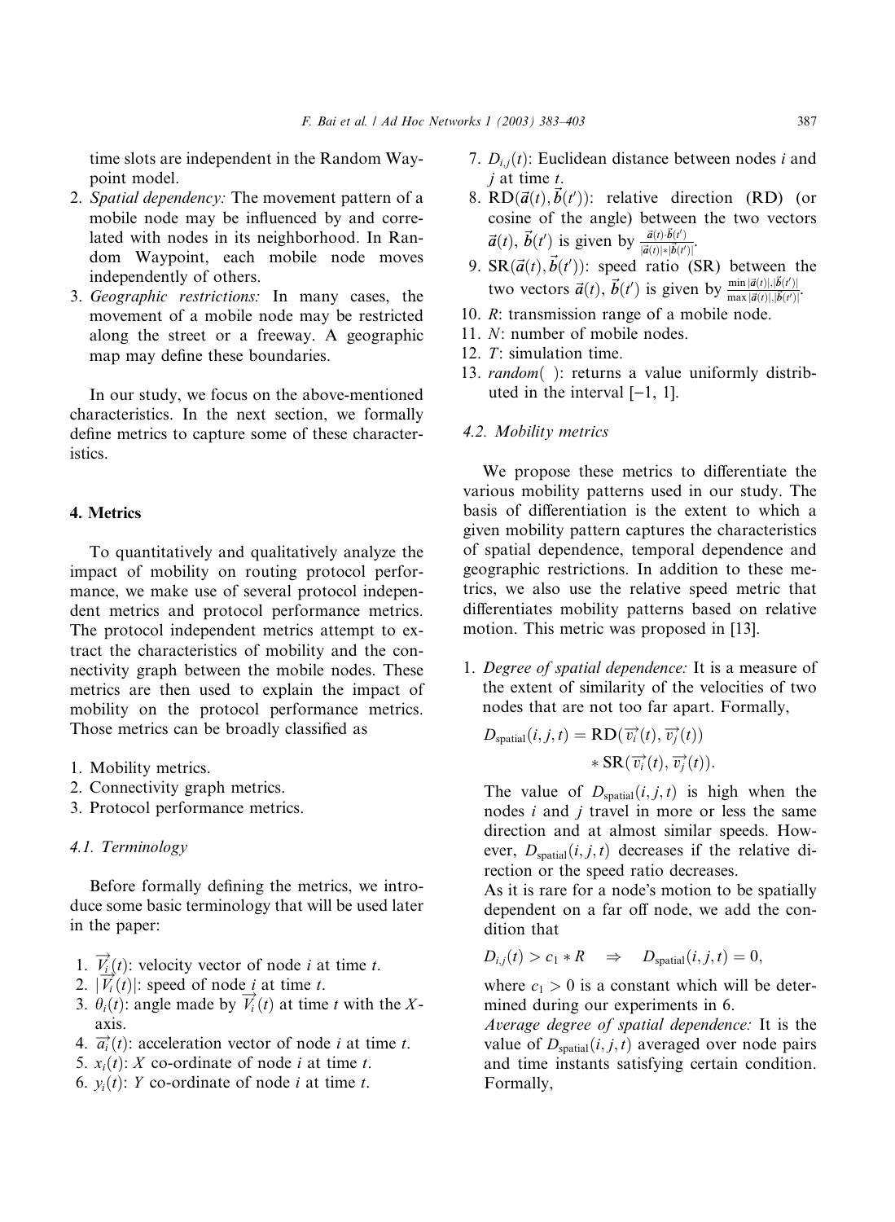time slots are independent in the Random Waypoint model.

2. *Spatial dependency:* The movement pattern of a mobile node may be influenced by and correlated with nodes in its neighborhood. In Random Waypoint, each mobile node moves independently of others.
3. *Geographic restrictions:* In many cases, the movement of a mobile node may be restricted along the street or a freeway. A geographic map may define these boundaries.

In our study, we focus on the above-mentioned characteristics. In the next section, we formally define metrics to capture some of these characteristics.

## 4. Metrics

To quantitatively and qualitatively analyze the impact of mobility on routing protocol performance, we make use of several protocol independent metrics and protocol performance metrics. The protocol independent metrics attempt to extract the characteristics of mobility and the connectivity graph between the mobile nodes. These metrics are then used to explain the impact of mobility on the protocol performance metrics. Those metrics can be broadly classified as

1. Mobility metrics.
2. Connectivity graph metrics.
3. Protocol performance metrics.

### 4.1. Terminology

Before formally defining the metrics, we introduce some basic terminology that will be used later in the paper:

1. $\overrightarrow{V_i}(t)$: velocity vector of node $i$ at time $t$.
2. $|\overrightarrow{V_i}(t)|$: speed of node $i$ at time $t$.
3. $\theta_i(t)$: angle made by $\overrightarrow{V_i}(t)$ at time $t$ with the $X$-axis.
4. $\overrightarrow{a_i}(t)$: acceleration vector of node $i$ at time $t$.
5. $x_i(t)$: $X$ co-ordinate of node $i$ at time $t$.
6. $y_i(t)$: $Y$ co-ordinate of node $i$ at time $t$.
7. $D_{i,j}(t)$: Euclidean distance between nodes $i$ and $j$ at time $t$.
8. $\mathrm{RD}(\vec{a}(t), \vec{b}(t'))$: relative direction (RD) (or cosine of the angle) between the two vectors $\vec{a}(t)$, $\vec{b}(t')$ is given by $\frac{\vec{a}(t)\cdot\vec{b}(t')}{|\vec{a}(t)|*|\vec{b}(t')|}$.
9. $\mathrm{SR}(\vec{a}(t), \vec{b}(t'))$: speed ratio (SR) between the two vectors $\vec{a}(t)$, $\vec{b}(t')$ is given by $\frac{\min|\vec{a}(t)|,|\vec{b}(t')|}{\max|\vec{a}(t)|,|\vec{b}(t')|}$.
10. $R$: transmission range of a mobile node.
11. $N$: number of mobile nodes.
12. $T$: simulation time.
13. *random*( ): returns a value uniformly distributed in the interval [−1, 1].

### 4.2. Mobility metrics

We propose these metrics to differentiate the various mobility patterns used in our study. The basis of differentiation is the extent to which a given mobility pattern captures the characteristics of spatial dependence, temporal dependence and geographic restrictions. In addition to these metrics, we also use the relative speed metric that differentiates mobility patterns based on relative motion. This metric was proposed in [13].

1. *Degree of spatial dependence:* It is a measure of the extent of similarity of the velocities of two nodes that are not too far apart. Formally,

$$D_{\mathrm{spatial}}(i,j,t) = \mathrm{RD}(\overrightarrow{v_i}(t), \overrightarrow{v_j}(t)) * \mathrm{SR}(\overrightarrow{v_i}(t), \overrightarrow{v_j}(t)).$$

The value of $D_{\mathrm{spatial}}(i,j,t)$ is high when the nodes $i$ and $j$ travel in more or less the same direction and at almost similar speeds. However, $D_{\mathrm{spatial}}(i,j,t)$ decreases if the relative direction or the speed ratio decreases.

As it is rare for a node's motion to be spatially dependent on a far off node, we add the condition that

$$D_{i,j}(t) > c_1 * R \quad \Rightarrow \quad D_{\mathrm{spatial}}(i,j,t) = 0,$$

where $c_1 > 0$ is a constant which will be determined during our experiments in 6.

*Average degree of spatial dependence:* It is the value of $D_{\mathrm{spatial}}(i,j,t)$ averaged over node pairs and time instants satisfying certain condition. Formally,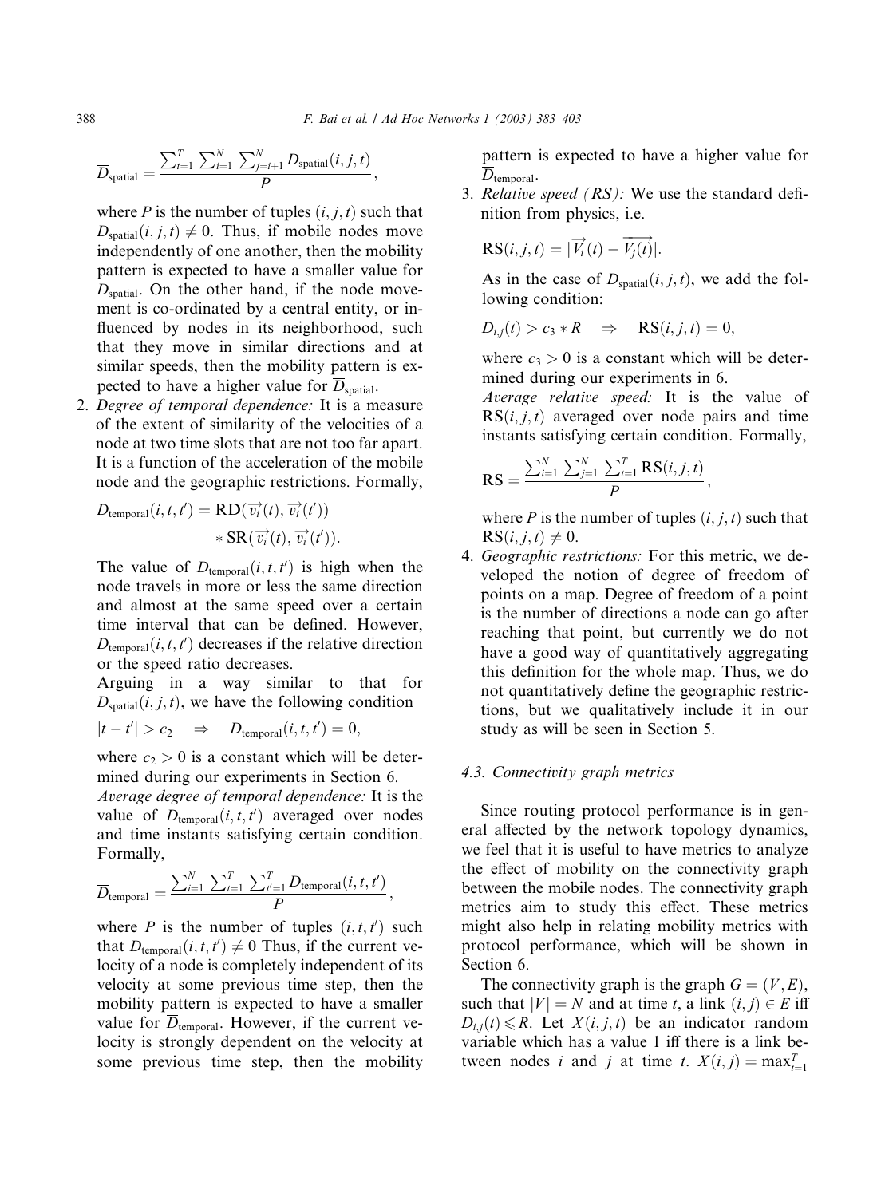$$\overline{D}_{\text{spatial}} = \frac{\sum_{t=1}^{T} \sum_{i=1}^{N} \sum_{j=i+1}^{N} D_{\text{spatial}}(i,j,t)}{P},$$

where $P$ is the number of tuples $(i, j, t)$ such that $D_{\text{spatial}}(i, j, t) \neq 0$. Thus, if mobile nodes move independently of one another, then the mobility pattern is expected to have a smaller value for $\overline{D}_{\text{spatial}}$. On the other hand, if the node movement is co-ordinated by a central entity, or influenced by nodes in its neighborhood, such that they move in similar directions and at similar speeds, then the mobility pattern is expected to have a higher value for $\overline{D}_{\text{spatial}}$.

2. *Degree of temporal dependence:* It is a measure of the extent of similarity of the velocities of a node at two time slots that are not too far apart. It is a function of the acceleration of the mobile node and the geographic restrictions. Formally,

$$D_{\text{temporal}}(i,t,t') = \text{RD}(\overrightarrow{v_i}(t), \overrightarrow{v_i}(t')) * \text{SR}(\overrightarrow{v_i}(t), \overrightarrow{v_i}(t')).$$

The value of $D_{\text{temporal}}(i, t, t')$ is high when the node travels in more or less the same direction and almost at the same speed over a certain time interval that can be defined. However, $D_{\text{temporal}}(i, t, t')$ decreases if the relative direction or the speed ratio decreases.

Arguing in a way similar to that for $D_{\text{spatial}}(i, j, t)$, we have the following condition

$$|t - t'| > c_2 \quad \Rightarrow \quad D_{\text{temporal}}(i,t,t') = 0,$$

where $c_2 > 0$ is a constant which will be determined during our experiments in Section 6.

*Average degree of temporal dependence:* It is the value of $D_{\text{temporal}}(i, t, t')$ averaged over nodes and time instants satisfying certain condition. Formally,

$$\overline{D}_{\text{temporal}} = \frac{\sum_{i=1}^{N} \sum_{t=1}^{T} \sum_{t'=1}^{T} D_{\text{temporal}}(i,t,t')}{P},$$

where $P$ is the number of tuples $(i, t, t')$ such that $D_{\text{temporal}}(i, t, t') \neq 0$ Thus, if the current velocity of a node is completely independent of its velocity at some previous time step, then the mobility pattern is expected to have a smaller value for $\overline{D}_{\text{temporal}}$. However, if the current velocity is strongly dependent on the velocity at some previous time step, then the mobility pattern is expected to have a higher value for $\overline{D}_{\text{temporal}}$.

3. *Relative speed (RS):* We use the standard definition from physics, i.e.

$$\text{RS}(i,j,t) = |\overrightarrow{V_i}(t) - \overrightarrow{V_j(t)}|.$$

As in the case of $D_{\text{spatial}}(i, j, t)$, we add the following condition:

$$D_{i,j}(t) > c_3 * R \quad \Rightarrow \quad \text{RS}(i,j,t) = 0,$$

where $c_3 > 0$ is a constant which will be determined during our experiments in 6.

*Average relative speed:* It is the value of $\text{RS}(i, j, t)$ averaged over node pairs and time instants satisfying certain condition. Formally,

$$\overline{\text{RS}} = \frac{\sum_{i=1}^{N} \sum_{j=1}^{N} \sum_{t=1}^{T} \text{RS}(i,j,t)}{P},$$

where $P$ is the number of tuples $(i, j, t)$ such that $\text{RS}(i, j, t) \neq 0$.

4. *Geographic restrictions:* For this metric, we developed the notion of degree of freedom of points on a map. Degree of freedom of a point is the number of directions a node can go after reaching that point, but currently we do not have a good way of quantitatively aggregating this definition for the whole map. Thus, we do not quantitatively define the geographic restrictions, but we qualitatively include it in our study as will be seen in Section 5.

### 4.3. Connectivity graph metrics

Since routing protocol performance is in general affected by the network topology dynamics, we feel that it is useful to have metrics to analyze the effect of mobility on the connectivity graph between the mobile nodes. The connectivity graph metrics aim to study this effect. These metrics might also help in relating mobility metrics with protocol performance, which will be shown in Section 6.

The connectivity graph is the graph $G = (V, E)$, such that $|V| = N$ and at time $t$, a link $(i, j) \in E$ iff $D_{i,j}(t) \leqslant R$. Let $X(i, j, t)$ be an indicator random variable which has a value 1 iff there is a link between nodes $i$ and $j$ at time $t$. $X(i, j) = \max_{t=1}^{T}$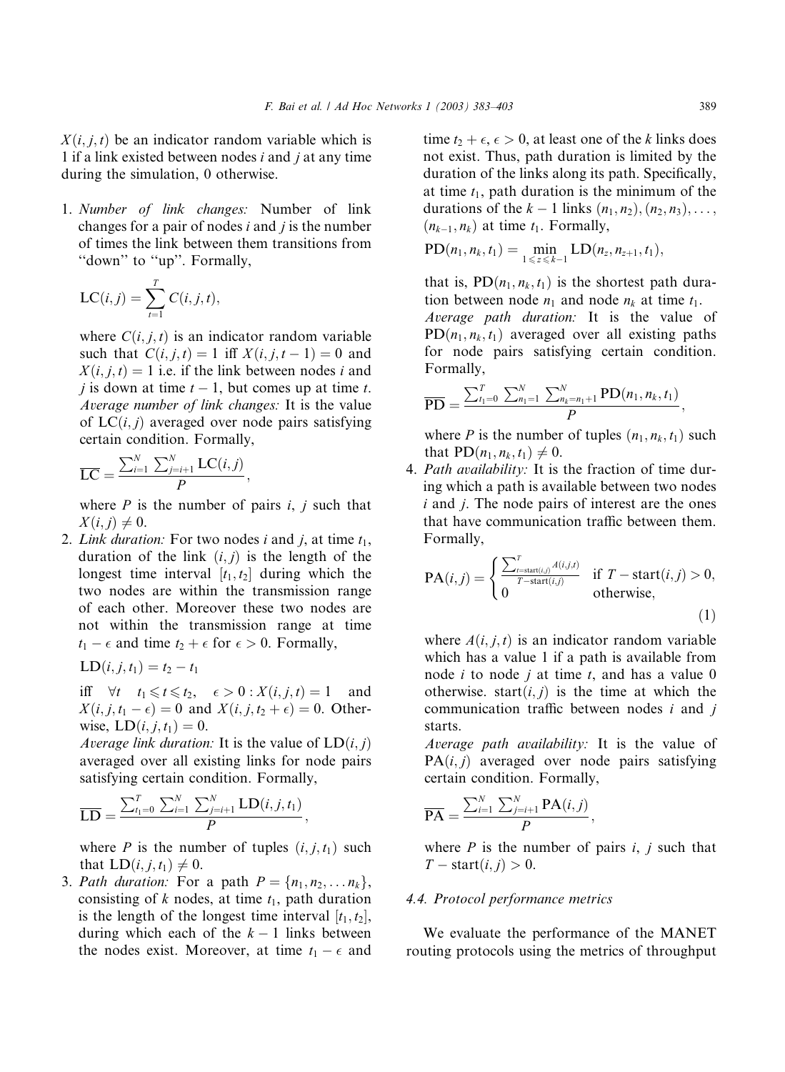$X(i,j,t)$ be an indicator random variable which is 1 if a link existed between nodes $i$ and $j$ at any time during the simulation, 0 otherwise.

1. *Number of link changes:* Number of link changes for a pair of nodes $i$ and $j$ is the number of times the link between them transitions from "down" to "up". Formally,

   $$\mathrm{LC}(i,j) = \sum_{t=1}^{T} C(i,j,t),$$

   where $C(i,j,t)$ is an indicator random variable such that $C(i,j,t) = 1$ iff $X(i,j,t-1) = 0$ and $X(i,j,t) = 1$ i.e. if the link between nodes $i$ and $j$ is down at time $t-1$, but comes up at time $t$.
   *Average number of link changes:* It is the value of $\mathrm{LC}(i,j)$ averaged over node pairs satisfying certain condition. Formally,

   $$\overline{\mathrm{LC}} = \frac{\sum_{i=1}^{N} \sum_{j=i+1}^{N} \mathrm{LC}(i,j)}{P},$$

   where $P$ is the number of pairs $i$, $j$ such that $X(i,j) \neq 0$.

2. *Link duration:* For two nodes $i$ and $j$, at time $t_1$, duration of the link $(i,j)$ is the length of the longest time interval $[t_1, t_2]$ during which the two nodes are within the transmission range of each other. Moreover these two nodes are not within the transmission range at time $t_1 - \epsilon$ and time $t_2 + \epsilon$ for $\epsilon > 0$. Formally,

   $$\mathrm{LD}(i,j,t_1) = t_2 - t_1$$

   iff $\forall t \quad t_1 \leqslant t \leqslant t_2, \quad \epsilon > 0 : X(i,j,t) = 1$ and $X(i,j,t_1 - \epsilon) = 0$ and $X(i,j,t_2 + \epsilon) = 0$. Otherwise, $\mathrm{LD}(i,j,t_1) = 0$.
   *Average link duration:* It is the value of $\mathrm{LD}(i,j)$ averaged over all existing links for node pairs satisfying certain condition. Formally,

   $$\overline{\mathrm{LD}} = \frac{\sum_{t_1=0}^{T} \sum_{i=1}^{N} \sum_{j=i+1}^{N} \mathrm{LD}(i,j,t_1)}{P},$$

   where $P$ is the number of tuples $(i,j,t_1)$ such that $\mathrm{LD}(i,j,t_1) \neq 0$.

3. *Path duration:* For a path $P = \{n_1, n_2, \ldots n_k\}$, consisting of $k$ nodes, at time $t_1$, path duration is the length of the longest time interval $[t_1, t_2]$, during which each of the $k-1$ links between the nodes exist. Moreover, at time $t_1 - \epsilon$ and time $t_2 + \epsilon$, $\epsilon > 0$, at least one of the $k$ links does not exist. Thus, path duration is limited by the duration of the links along its path. Specifically, at time $t_1$, path duration is the minimum of the durations of the $k-1$ links $(n_1, n_2), (n_2, n_3), \ldots, (n_{k-1}, n_k)$ at time $t_1$. Formally,

   $$\mathrm{PD}(n_1, n_k, t_1) = \min_{1 \leqslant z \leqslant k-1} \mathrm{LD}(n_z, n_{z+1}, t_1),$$

   that is, $\mathrm{PD}(n_1, n_k, t_1)$ is the shortest path duration between node $n_1$ and node $n_k$ at time $t_1$.
   *Average path duration:* It is the value of $\mathrm{PD}(n_1, n_k, t_1)$ averaged over all existing paths for node pairs satisfying certain condition. Formally,

   $$\overline{\mathrm{PD}} = \frac{\sum_{t_1=0}^{T} \sum_{n_1=1}^{N} \sum_{n_k=n_1+1}^{N} \mathrm{PD}(n_1, n_k, t_1)}{P},$$

   where $P$ is the number of tuples $(n_1, n_k, t_1)$ such that $\mathrm{PD}(n_1, n_k, t_1) \neq 0$.

4. *Path availability:* It is the fraction of time during which a path is available between two nodes $i$ and $j$. The node pairs of interest are the ones that have communication traffic between them. Formally,

   $$\mathrm{PA}(i,j) = \begin{cases} \frac{\sum_{t=\mathrm{start}(i,j)}^{T} A(i,j,t)}{T - \mathrm{start}(i,j)} & \text{if } T - \mathrm{start}(i,j) > 0, \\ 0 & \text{otherwise}, \end{cases} \tag{1}$$

   where $A(i,j,t)$ is an indicator random variable which has a value 1 if a path is available from node $i$ to node $j$ at time $t$, and has a value 0 otherwise. $\mathrm{start}(i,j)$ is the time at which the communication traffic between nodes $i$ and $j$ starts.
   *Average path availability:* It is the value of $\mathrm{PA}(i,j)$ averaged over node pairs satisfying certain condition. Formally,

   $$\overline{\mathrm{PA}} = \frac{\sum_{i=1}^{N} \sum_{j=i+1}^{N} \mathrm{PA}(i,j)}{P},$$

   where $P$ is the number of pairs $i$, $j$ such that $T - \mathrm{start}(i,j) > 0$.

### 4.4. Protocol performance metrics

We evaluate the performance of the MANET routing protocols using the metrics of throughput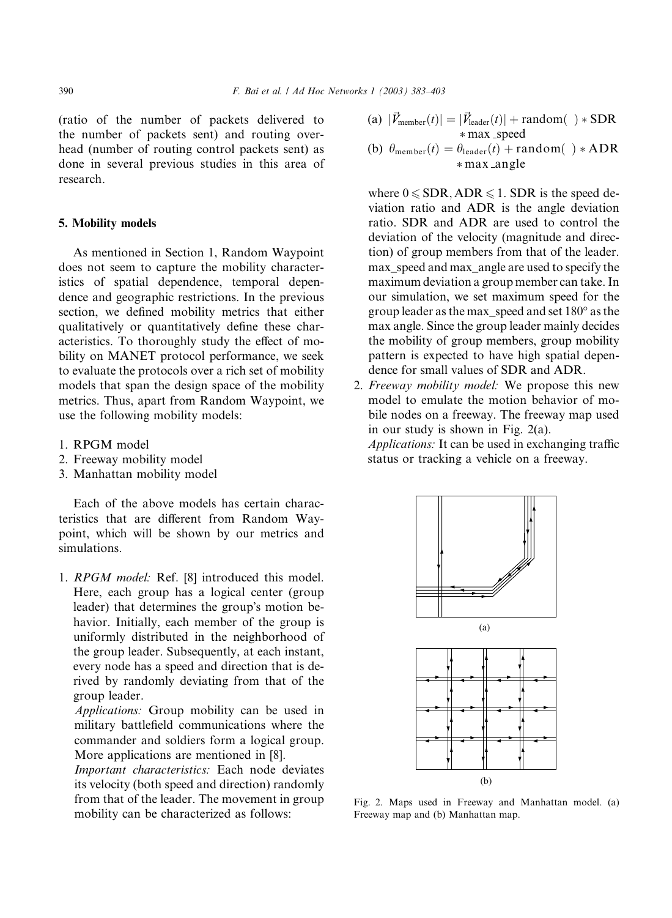(ratio of the number of packets delivered to the number of packets sent) and routing overhead (number of routing control packets sent) as done in several previous studies in this area of research.

## 5. Mobility models

As mentioned in Section 1, Random Waypoint does not seem to capture the mobility characteristics of spatial dependence, temporal dependence and geographic restrictions. In the previous section, we defined mobility metrics that either qualitatively or quantitatively define these characteristics. To thoroughly study the effect of mobility on MANET protocol performance, we seek to evaluate the protocols over a rich set of mobility models that span the design space of the mobility metrics. Thus, apart from Random Waypoint, we use the following mobility models:

1. RPGM model
2. Freeway mobility model
3. Manhattan mobility model

Each of the above models has certain characteristics that are different from Random Waypoint, which will be shown by our metrics and simulations.

1. *RPGM model:* Ref. [8] introduced this model. Here, each group has a logical center (group leader) that determines the group's motion behavior. Initially, each member of the group is uniformly distributed in the neighborhood of the group leader. Subsequently, at each instant, every node has a speed and direction that is derived by randomly deviating from that of the group leader.
   *Applications:* Group mobility can be used in military battlefield communications where the commander and soldiers form a logical group. More applications are mentioned in [8].
   *Important characteristics:* Each node deviates its velocity (both speed and direction) randomly from that of the leader. The movement in group mobility can be characterized as follows:

   (a) $|\vec{V}_{\text{member}}(t)| = |\vec{V}_{\text{leader}}(t)| + \text{random}(\ ) * \text{SDR} * \text{max\_speed}$

   (b) $\theta_{\text{member}}(t) = \theta_{\text{leader}}(t) + \text{random}(\ ) * \text{ADR} * \text{max\_angle}$

   where $0 \leqslant \text{SDR}, \text{ADR} \leqslant 1$. SDR is the speed deviation ratio and ADR is the angle deviation ratio. SDR and ADR are used to control the deviation of the velocity (magnitude and direction) of group members from that of the leader. max_speed and max_angle are used to specify the maximum deviation a group member can take. In our simulation, we set maximum speed for the group leader as the max_speed and set 180° as the max angle. Since the group leader mainly decides the mobility of group members, group mobility pattern is expected to have high spatial dependence for small values of SDR and ADR.

2. *Freeway mobility model:* We propose this new model to emulate the motion behavior of mobile nodes on a freeway. The freeway map used in our study is shown in Fig. 2(a).
   *Applications:* It can be used in exchanging traffic status or tracking a vehicle on a freeway.

(a)

(b)

Fig. 2. Maps used in Freeway and Manhattan model. (a) Freeway map and (b) Manhattan map.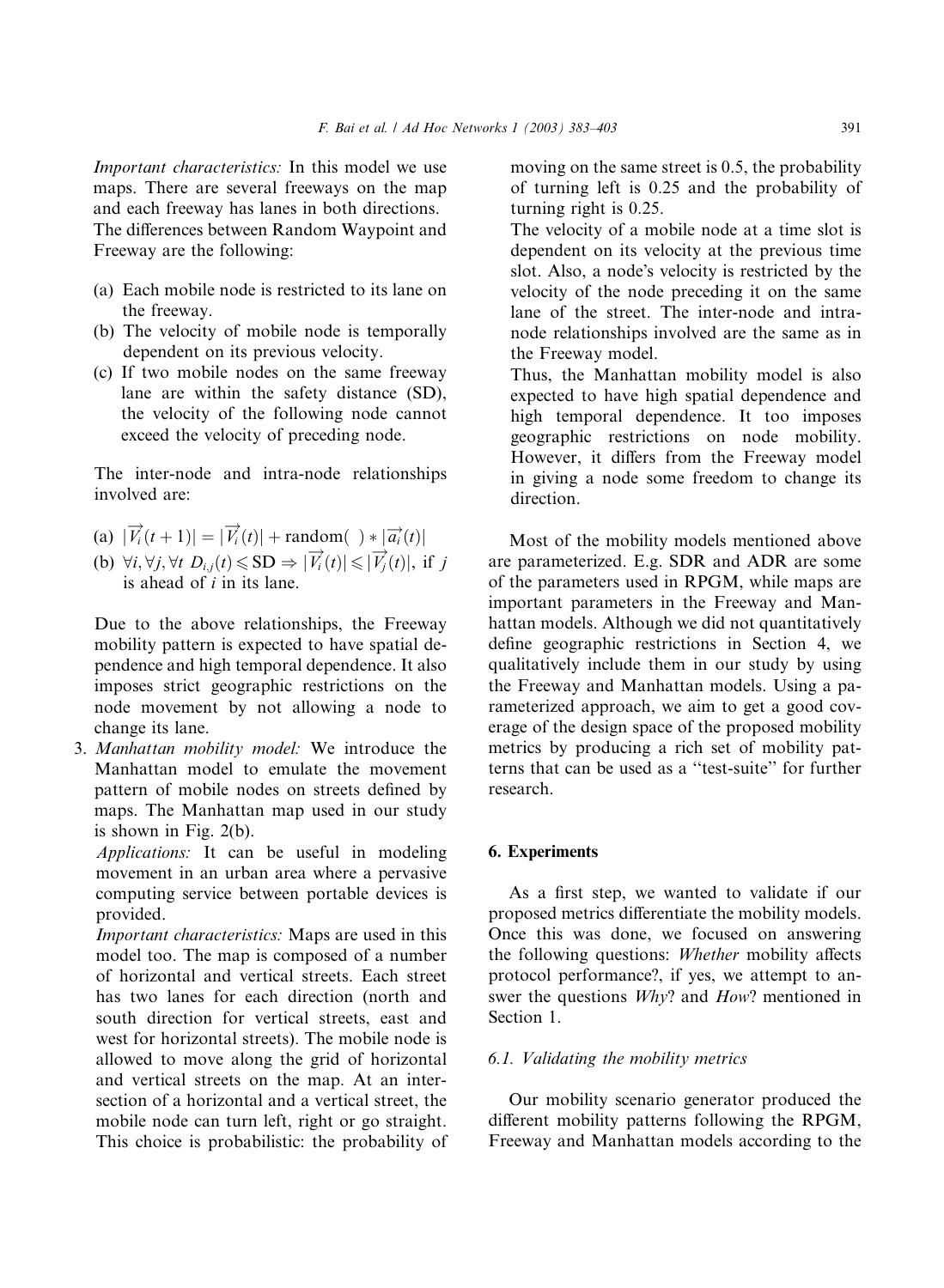*Important characteristics:* In this model we use maps. There are several freeways on the map and each freeway has lanes in both directions. The differences between Random Waypoint and Freeway are the following:

(a) Each mobile node is restricted to its lane on the freeway.
(b) The velocity of mobile node is temporally dependent on its previous velocity.
(c) If two mobile nodes on the same freeway lane are within the safety distance (SD), the velocity of the following node cannot exceed the velocity of preceding node.

The inter-node and intra-node relationships involved are:

(a) $|\overrightarrow{V_i}(t+1)| = |\overrightarrow{V_i}(t)| + \text{random}(\ ) * |\overrightarrow{a_i}(t)|$
(b) $\forall i, \forall j, \forall t\ D_{i,j}(t) \leqslant \text{SD} \Rightarrow |\overrightarrow{V_i}(t)| \leqslant |\overrightarrow{V_j}(t)|$, if $j$ is ahead of $i$ in its lane.

Due to the above relationships, the Freeway mobility pattern is expected to have spatial dependence and high temporal dependence. It also imposes strict geographic restrictions on the node movement by not allowing a node to change its lane.

3. *Manhattan mobility model:* We introduce the Manhattan model to emulate the movement pattern of mobile nodes on streets defined by maps. The Manhattan map used in our study is shown in Fig. 2(b).

   *Applications:* It can be useful in modeling movement in an urban area where a pervasive computing service between portable devices is provided.

   *Important characteristics:* Maps are used in this model too. The map is composed of a number of horizontal and vertical streets. Each street has two lanes for each direction (north and south direction for vertical streets, east and west for horizontal streets). The mobile node is allowed to move along the grid of horizontal and vertical streets on the map. At an intersection of a horizontal and a vertical street, the mobile node can turn left, right or go straight. This choice is probabilistic: the probability of moving on the same street is 0.5, the probability of turning left is 0.25 and the probability of turning right is 0.25.

   The velocity of a mobile node at a time slot is dependent on its velocity at the previous time slot. Also, a node's velocity is restricted by the velocity of the node preceding it on the same lane of the street. The inter-node and intra-node relationships involved are the same as in the Freeway model.

   Thus, the Manhattan mobility model is also expected to have high spatial dependence and high temporal dependence. It too imposes geographic restrictions on node mobility. However, it differs from the Freeway model in giving a node some freedom to change its direction.

Most of the mobility models mentioned above are parameterized. E.g. SDR and ADR are some of the parameters used in RPGM, while maps are important parameters in the Freeway and Manhattan models. Although we did not quantitatively define geographic restrictions in Section 4, we qualitatively include them in our study by using the Freeway and Manhattan models. Using a parameterized approach, we aim to get a good coverage of the design space of the proposed mobility metrics by producing a rich set of mobility patterns that can be used as a ''test-suite'' for further research.

## 6. Experiments

As a first step, we wanted to validate if our proposed metrics differentiate the mobility models. Once this was done, we focused on answering the following questions: *Whether* mobility affects protocol performance?, if yes, we attempt to answer the questions *Why*? and *How*? mentioned in Section 1.

### 6.1. Validating the mobility metrics

Our mobility scenario generator produced the different mobility patterns following the RPGM, Freeway and Manhattan models according to the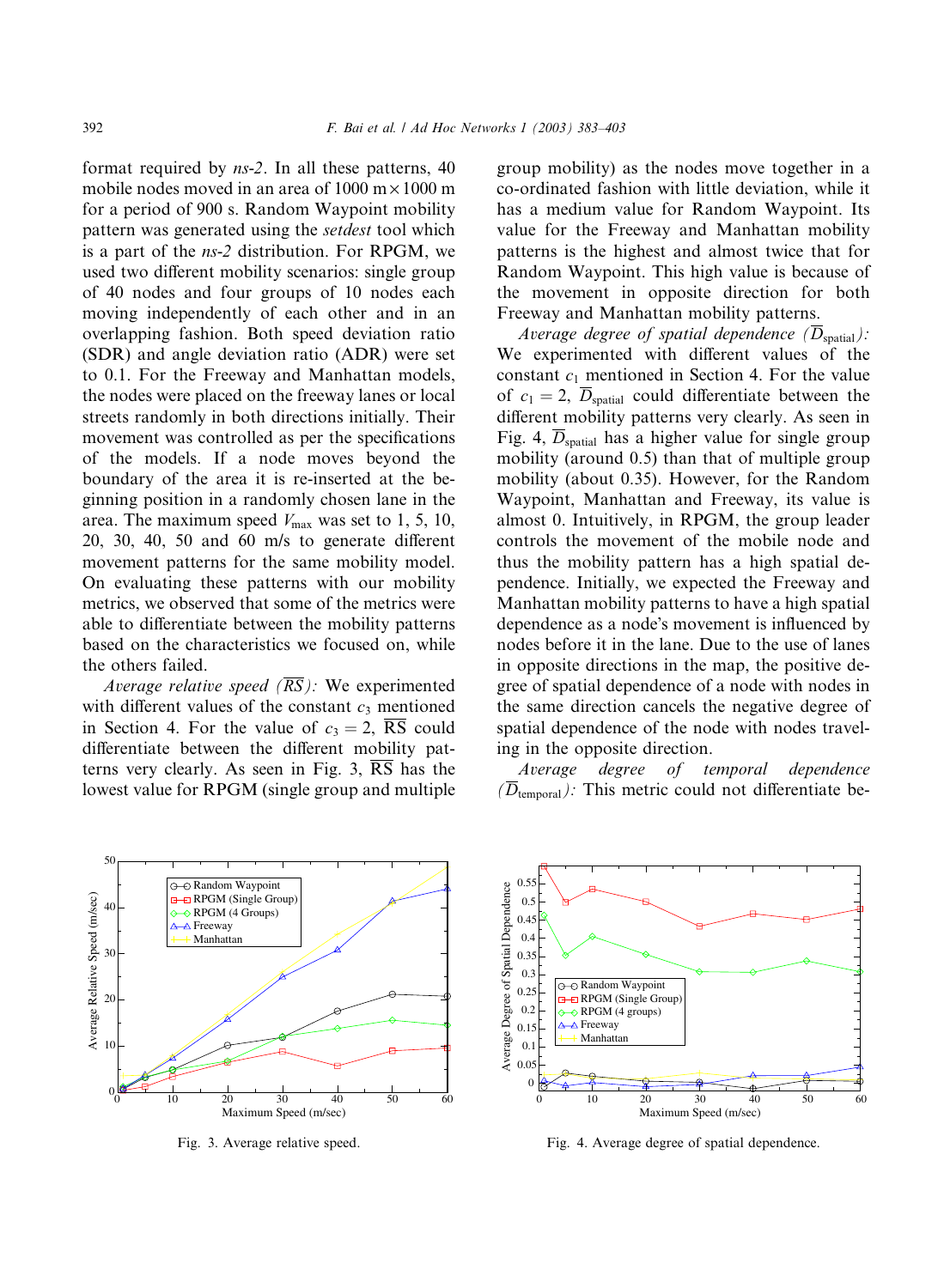format required by *ns-2*. In all these patterns, 40 mobile nodes moved in an area of 1000 m × 1000 m for a period of 900 s. Random Waypoint mobility pattern was generated using the *setdest* tool which is a part of the *ns-2* distribution. For RPGM, we used two different mobility scenarios: single group of 40 nodes and four groups of 10 nodes each moving independently of each other and in an overlapping fashion. Both speed deviation ratio (SDR) and angle deviation ratio (ADR) were set to 0.1. For the Freeway and Manhattan models, the nodes were placed on the freeway lanes or local streets randomly in both directions initially. Their movement was controlled as per the specifications of the models. If a node moves beyond the boundary of the area it is re-inserted at the beginning position in a randomly chosen lane in the area. The maximum speed $V_{max}$ was set to 1, 5, 10, 20, 30, 40, 50 and 60 m/s to generate different movement patterns for the same mobility model. On evaluating these patterns with our mobility metrics, we observed that some of the metrics were able to differentiate between the mobility patterns based on the characteristics we focused on, while the others failed.

*Average relative speed* ($\overline{RS}$)*:* We experimented with different values of the constant $c_3$ mentioned in Section 4. For the value of $c_3 = 2$, $\overline{\text{RS}}$ could differentiate between the different mobility patterns very clearly. As seen in Fig. 3, $\overline{\text{RS}}$ has the lowest value for RPGM (single group and multiple group mobility) as the nodes move together in a co-ordinated fashion with little deviation, while it has a medium value for Random Waypoint. Its value for the Freeway and Manhattan mobility patterns is the highest and almost twice that for Random Waypoint. This high value is because of the movement in opposite direction for both Freeway and Manhattan mobility patterns.

*Average degree of spatial dependence* ($\overline{D}_{\text{spatial}}$)*:* We experimented with different values of the constant $c_1$ mentioned in Section 4. For the value of $c_1 = 2$, $\overline{D}_{\text{spatial}}$ could differentiate between the different mobility patterns very clearly. As seen in Fig. 4, $\overline{D}_{\text{spatial}}$ has a higher value for single group mobility (around 0.5) than that of multiple group mobility (about 0.35). However, for the Random Waypoint, Manhattan and Freeway, its value is almost 0. Intuitively, in RPGM, the group leader controls the movement of the mobile node and thus the mobility pattern has a high spatial dependence. Initially, we expected the Freeway and Manhattan mobility patterns to have a high spatial dependence as a node's movement is influenced by nodes before it in the lane. Due to the use of lanes in opposite directions in the map, the positive degree of spatial dependence of a node with nodes in the same direction cancels the negative degree of spatial dependence of the node with nodes traveling in the opposite direction.

*Average degree of temporal dependence* ($\overline{D}_{\text{temporal}}$)*:* This metric could not differentiate be-

Average Relative Speed (m/sec)
50
40
30
20
10
0
0 10 20 30 40 50 60
Maximum Speed (m/sec)
Random Waypoint
RPGM (Single Group)
RPGM (4 Groups)
Freeway
Manhattan

Fig. 3. Average relative speed.

Average Degree of Spatial Dependence
0.55
0.5
0.45
0.4
0.35
0.3
0.25
0.2
0.15
0.1
0.05
0
0 10 20 30 40 50 60
Maximum Speed (m/sec)
Random Waypoint
RPGM (Single Group)
RPGM (4 groups)
Freeway
Manhattan

Fig. 4. Average degree of spatial dependence.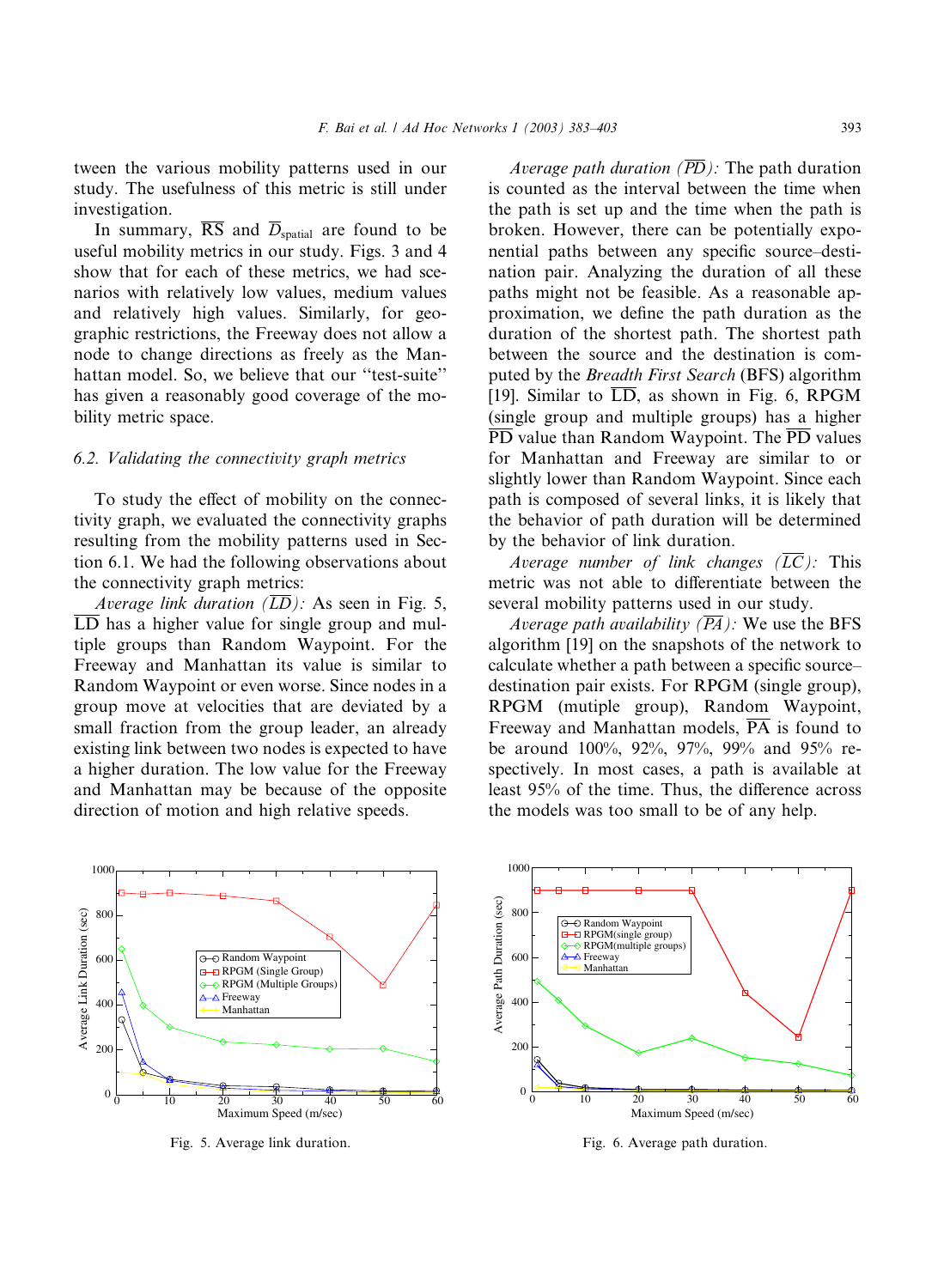tween the various mobility patterns used in our study. The usefulness of this metric is still under investigation.

In summary, $\overline{\mathrm{RS}}$ and $\overline{D}_{\mathrm{spatial}}$ are found to be useful mobility metrics in our study. Figs. 3 and 4 show that for each of these metrics, we had scenarios with relatively low values, medium values and relatively high values. Similarly, for geographic restrictions, the Freeway does not allow a node to change directions as freely as the Manhattan model. So, we believe that our ''test-suite'' has given a reasonably good coverage of the mobility metric space.

### 6.2. Validating the connectivity graph metrics

To study the effect of mobility on the connectivity graph, we evaluated the connectivity graphs resulting from the mobility patterns used in Section 6.1. We had the following observations about the connectivity graph metrics:

*Average link duration ($\overline{LD}$):* As seen in Fig. 5, $\overline{\mathrm{LD}}$ has a higher value for single group and multiple groups than Random Waypoint. For the Freeway and Manhattan its value is similar to Random Waypoint or even worse. Since nodes in a group move at velocities that are deviated by a small fraction from the group leader, an already existing link between two nodes is expected to have a higher duration. The low value for the Freeway and Manhattan may be because of the opposite direction of motion and high relative speeds.

*Average path duration ($\overline{PD}$):* The path duration is counted as the interval between the time when the path is set up and the time when the path is broken. However, there can be potentially exponential paths between any specific source–destination pair. Analyzing the duration of all these paths might not be feasible. As a reasonable approximation, we define the path duration as the duration of the shortest path. The shortest path between the source and the destination is computed by the *Breadth First Search* (BFS) algorithm [19]. Similar to $\overline{\mathrm{LD}}$, as shown in Fig. 6, RPGM (single group and multiple groups) has a higher $\overline{\mathrm{PD}}$ value than Random Waypoint. The $\overline{\mathrm{PD}}$ values for Manhattan and Freeway are similar to or slightly lower than Random Waypoint. Since each path is composed of several links, it is likely that the behavior of path duration will be determined by the behavior of link duration.

*Average number of link changes ($\overline{LC}$):* This metric was not able to differentiate between the several mobility patterns used in our study.

*Average path availability ($\overline{PA}$):* We use the BFS algorithm [19] on the snapshots of the network to calculate whether a path between a specific source–destination pair exists. For RPGM (single group), RPGM (mutiple group), Random Waypoint, Freeway and Manhattan models, $\overline{\mathrm{PA}}$ is found to be around 100%, 92%, 97%, 99% and 95% respectively. In most cases, a path is available at least 95% of the time. Thus, the difference across the models was too small to be of any help.

Average Link Duration (sec)
1000
800
600
400
200
0
0 10 20 30 40 50 60
Maximum Speed (m/sec)
Random Waypoint
RPGM (Single Group)
RPGM (Multiple Groups)
Freeway
Manhattan

Fig. 5. Average link duration.

Average Path Duration (sec)
1000
800
600
400
200
0
0 10 20 30 40 50 60
Maximum Speed (m/sec)
Random Waypoint
RPGM(single group)
RPGM(multiple groups)
Freeway
Manhattan

Fig. 6. Average path duration.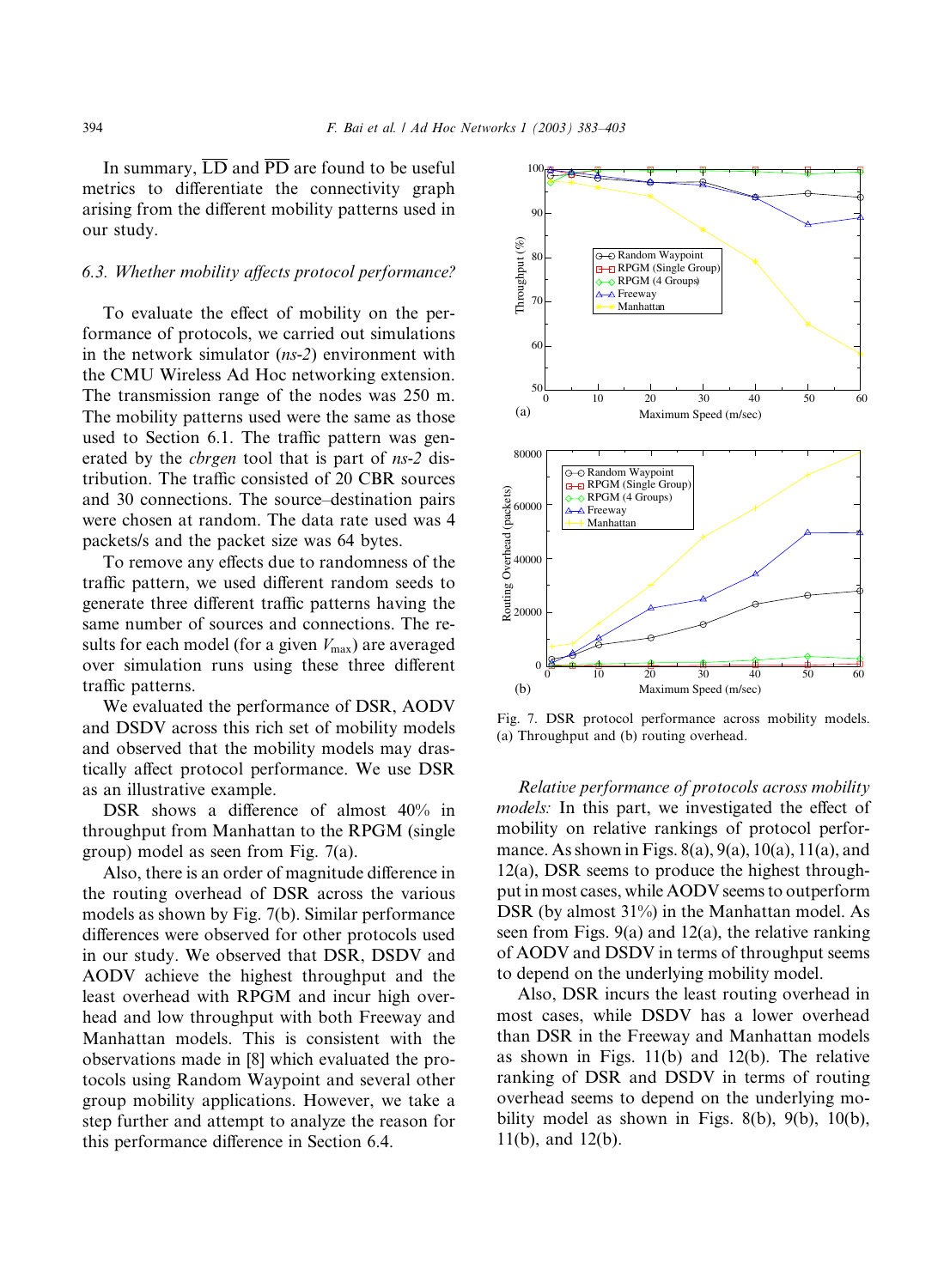In summary, $\overline{\text{LD}}$ and $\overline{\text{PD}}$ are found to be useful metrics to differentiate the connectivity graph arising from the different mobility patterns used in our study.

### 6.3. Whether mobility affects protocol performance?

To evaluate the effect of mobility on the performance of protocols, we carried out simulations in the network simulator (*ns-2*) environment with the CMU Wireless Ad Hoc networking extension. The transmission range of the nodes was 250 m. The mobility patterns used were the same as those used to Section 6.1. The traffic pattern was generated by the *cbrgen* tool that is part of *ns-2* distribution. The traffic consisted of 20 CBR sources and 30 connections. The source–destination pairs were chosen at random. The data rate used was 4 packets/s and the packet size was 64 bytes.

To remove any effects due to randomness of the traffic pattern, we used different random seeds to generate three different traffic patterns having the same number of sources and connections. The results for each model (for a given $V_{max}$) are averaged over simulation runs using these three different traffic patterns.

We evaluated the performance of DSR, AODV and DSDV across this rich set of mobility models and observed that the mobility models may drastically affect protocol performance. We use DSR as an illustrative example.

DSR shows a difference of almost 40% in throughput from Manhattan to the RPGM (single group) model as seen from Fig. 7(a).

Also, there is an order of magnitude difference in the routing overhead of DSR across the various models as shown by Fig. 7(b). Similar performance differences were observed for other protocols used in our study. We observed that DSR, DSDV and AODV achieve the highest throughput and the least overhead with RPGM and incur high overhead and low throughput with both Freeway and Manhattan models. This is consistent with the observations made in [8] which evaluated the protocols using Random Waypoint and several other group mobility applications. However, we take a step further and attempt to analyze the reason for this performance difference in Section 6.4.

(a)
Throughput (%)
100
90
80
70
60
50
0 10 20 30 40 50 60
Maximum Speed (m/sec)
Random Waypoint
RPGM (Single Group)
RPGM (4 Groups)
Freeway
Manhattan

(b)
Routing Overhead (packets)
80000
60000
40000
20000
0
0 10 20 30 40 50 60
Maximum Speed (m/sec)
Random Waypoint
RPGM (Single Group)
RPGM (4 Groups)
Freeway
Manhattan

Fig. 7. DSR protocol performance across mobility models. (a) Throughput and (b) routing overhead.

*Relative performance of protocols across mobility models:* In this part, we investigated the effect of mobility on relative rankings of protocol performance. As shown in Figs. 8(a), 9(a), 10(a), 11(a), and 12(a), DSR seems to produce the highest throughput in most cases, while AODV seems to outperform DSR (by almost 31%) in the Manhattan model. As seen from Figs. 9(a) and 12(a), the relative ranking of AODV and DSDV in terms of throughput seems to depend on the underlying mobility model.

Also, DSR incurs the least routing overhead in most cases, while DSDV has a lower overhead than DSR in the Freeway and Manhattan models as shown in Figs. 11(b) and 12(b). The relative ranking of DSR and DSDV in terms of routing overhead seems to depend on the underlying mobility model as shown in Figs. 8(b), 9(b), 10(b), 11(b), and 12(b).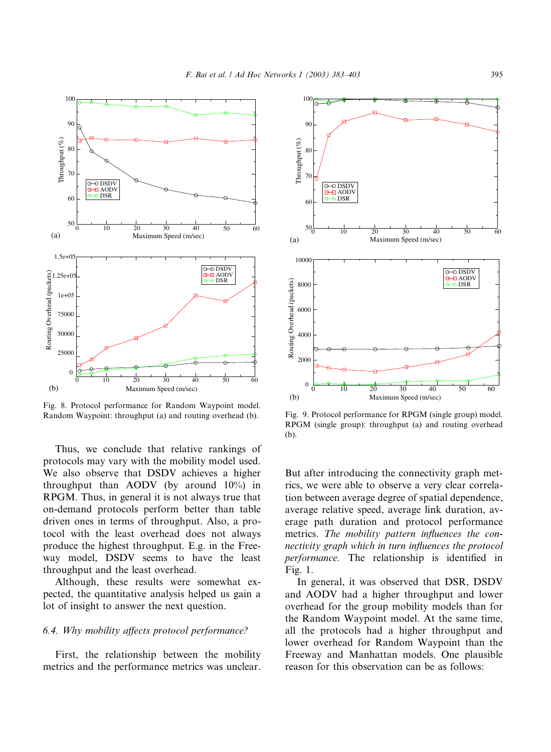Throughput (%)

100
90
80
70
60
50

0 10 20 30 40 50 60

Maximum Speed (m/sec)

DSDV
AODV
DSR

(a)

Routing Overhead (packets)

1.5e+05
1.25e+05
1e+05
75000
50000
25000
0

0 10 20 30 40 50 60

Maximum Speed (m/sec)

DSDV
AODV
DSR

(b)

Fig. 8. Protocol performance for Random Waypoint model. Random Waypoint: throughput (a) and routing overhead (b).

Throughput (%)

100
90
80
70
60
50

0 10 20 30 40 50 60

Maximum Speed (m/sec)

DSDV
AODV
DSR

(a)

Routing Overhead (packets)

10000
8000
6000
4000
2000
0

0 10 20 30 40 50 60

Maximum Speed (m/sec)

DSDV
AODV
DSR

(b)

Fig. 9. Protocol performance for RPGM (single group) model. RPGM (single group): throughput (a) and routing overhead (b).

Thus, we conclude that relative rankings of protocols may vary with the mobility model used. We also observe that DSDV achieves a higher throughput than AODV (by around 10%) in RPGM. Thus, in general it is not always true that on-demand protocols perform better than table driven ones in terms of throughput. Also, a protocol with the least overhead does not always produce the highest throughput. E.g. in the Freeway model, DSDV seems to have the least throughput and the least overhead.

Although, these results were somewhat expected, the quantitative analysis helped us gain a lot of insight to answer the next question.

### 6.4. Why mobility affects protocol performance?

First, the relationship between the mobility metrics and the performance metrics was unclear. But after introducing the connectivity graph metrics, we were able to observe a very clear correlation between average degree of spatial dependence, average relative speed, average link duration, average path duration and protocol performance metrics. *The mobility pattern influences the connectivity graph which in turn influences the protocol performance.* The relationship is identified in Fig. 1.

In general, it was observed that DSR, DSDV and AODV had a higher throughput and lower overhead for the group mobility models than for the Random Waypoint model. At the same time, all the protocols had a higher throughput and lower overhead for Random Waypoint than the Freeway and Manhattan models. One plausible reason for this observation can be as follows: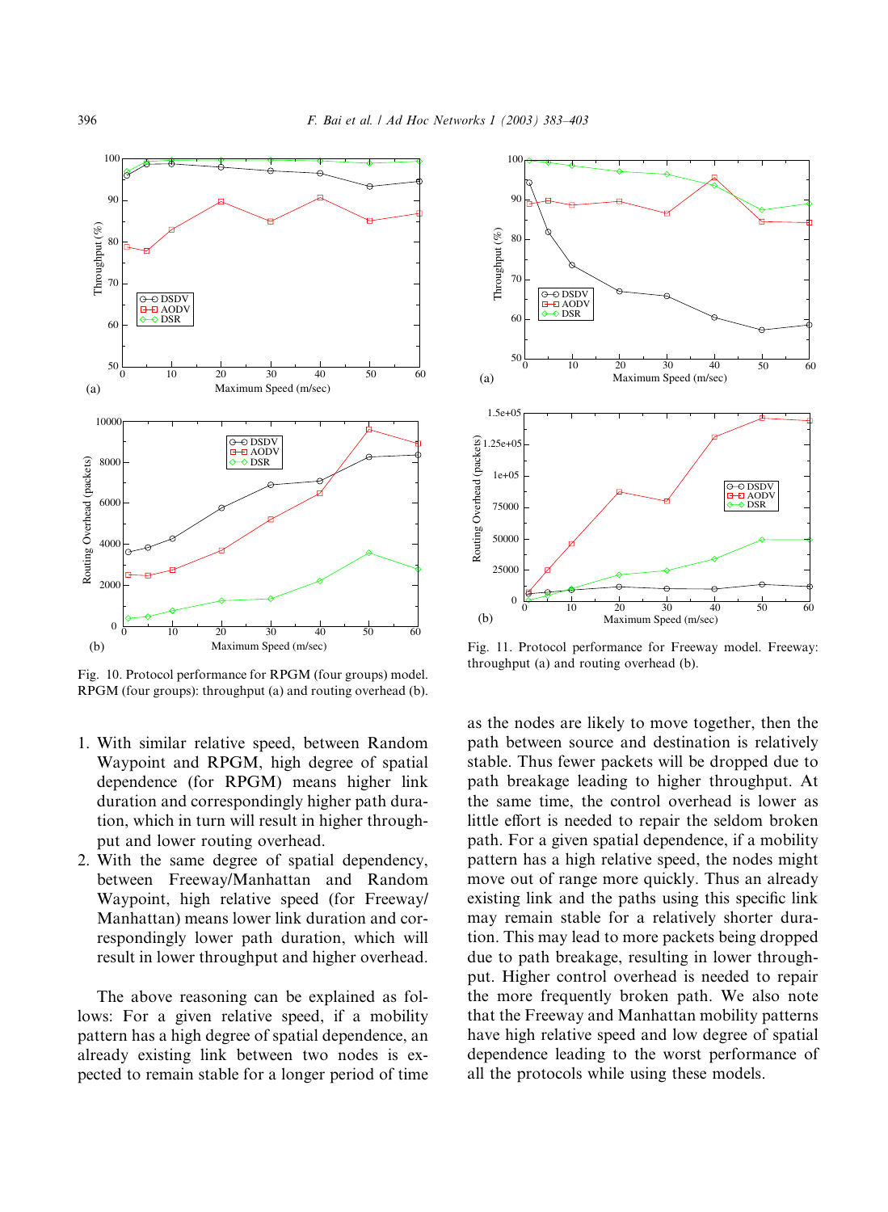100
90
80
70
60
50
Throughput (%)
0 10 20 30 40 50 60
Maximum Speed (m/sec)
DSDV
AODV
DSR
(a)

10000
8000
6000
4000
2000
0
Routing Overhead (packets)
0 10 20 30 40 50 60
Maximum Speed (m/sec)
DSDV
AODV
DSR
(b)

Fig. 10. Protocol performance for RPGM (four groups) model. RPGM (four groups): throughput (a) and routing overhead (b).

100
90
80
70
60
50
Throughput (%)
0 10 20 30 40 50 60
Maximum Speed (m/sec)
DSDV
AODV
DSR
(a)

1.5e+05
1.25e+05
1e+05
75000
50000
25000
0
Routing Overhead (packets)
0 10 20 30 40 50 60
Maximum Speed (m/sec)
DSDV
AODV
DSR
(b)

Fig. 11. Protocol performance for Freeway model. Freeway: throughput (a) and routing overhead (b).

1. With similar relative speed, between Random Waypoint and RPGM, high degree of spatial dependence (for RPGM) means higher link duration and correspondingly higher path duration, which in turn will result in higher throughput and lower routing overhead.
2. With the same degree of spatial dependency, between Freeway/Manhattan and Random Waypoint, high relative speed (for Freeway/Manhattan) means lower link duration and correspondingly lower path duration, which will result in lower throughput and higher overhead.

The above reasoning can be explained as follows: For a given relative speed, if a mobility pattern has a high degree of spatial dependence, an already existing link between two nodes is expected to remain stable for a longer period of time as the nodes are likely to move together, then the path between source and destination is relatively stable. Thus fewer packets will be dropped due to path breakage leading to higher throughput. At the same time, the control overhead is lower as little effort is needed to repair the seldom broken path. For a given spatial dependence, if a mobility pattern has a high relative speed, the nodes might move out of range more quickly. Thus an already existing link and the paths using this specific link may remain stable for a relatively shorter duration. This may lead to more packets being dropped due to path breakage, resulting in lower throughput. Higher control overhead is needed to repair the more frequently broken path. We also note that the Freeway and Manhattan mobility patterns have high relative speed and low degree of spatial dependence leading to the worst performance of all the protocols while using these models.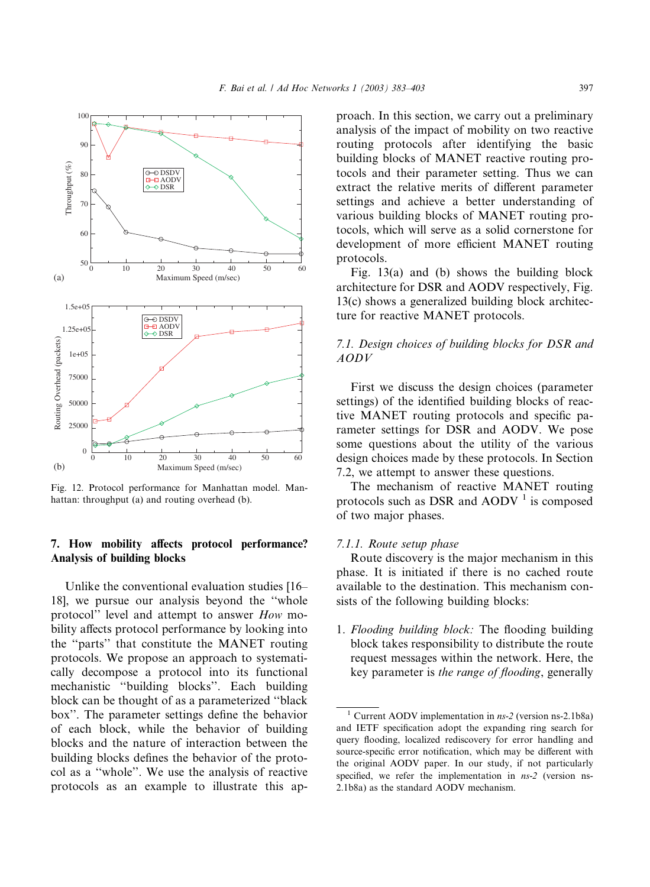100
90
80
70
60
50
Throughput (%)
DSDV
AODV
DSR
0 10 20 30 40 50 60
Maximum Speed (m/sec)
(a)

1.5e+05
1.25e+05
1e+05
75000
50000
25000
0
Routing Overhead (packets)
DSDV
AODV
DSR
0 10 20 30 40 50 60
Maximum Speed (m/sec)
(b)

Fig. 12. Protocol performance for Manhattan model. Manhattan: throughput (a) and routing overhead (b).

## 7. How mobility affects protocol performance? Analysis of building blocks

Unlike the conventional evaluation studies [16–18], we pursue our analysis beyond the "whole protocol" level and attempt to answer *How* mobility affects protocol performance by looking into the "parts" that constitute the MANET routing protocols. We propose an approach to systematically decompose a protocol into its functional mechanistic "building blocks". Each building block can be thought of as a parameterized "black box". The parameter settings define the behavior of each block, while the behavior of building blocks and the nature of interaction between the building blocks defines the behavior of the protocol as a "whole". We use the analysis of reactive protocols as an example to illustrate this approach. In this section, we carry out a preliminary analysis of the impact of mobility on two reactive routing protocols after identifying the basic building blocks of MANET reactive routing protocols and their parameter setting. Thus we can extract the relative merits of different parameter settings and achieve a better understanding of various building blocks of MANET routing protocols, which will serve as a solid cornerstone for development of more efficient MANET routing protocols.

Fig. 13(a) and (b) shows the building block architecture for DSR and AODV respectively, Fig. 13(c) shows a generalized building block architecture for reactive MANET protocols.

### *7.1. Design choices of building blocks for DSR and AODV*

First we discuss the design choices (parameter settings) of the identified building blocks of reactive MANET routing protocols and specific parameter settings for DSR and AODV. We pose some questions about the utility of the various design choices made by these protocols. In Section 7.2, we attempt to answer these questions.

The mechanism of reactive MANET routing protocols such as DSR and AODV [1] is composed of two major phases.

#### *7.1.1. Route setup phase*

Route discovery is the major mechanism in this phase. It is initiated if there is no cached route available to the destination. This mechanism consists of the following building blocks:

1. *Flooding building block:* The flooding building block takes responsibility to distribute the route request messages within the network. Here, the key parameter is *the range of flooding*, generally

[1] Current AODV implementation in *ns-2* (version ns-2.1b8a) and IETF specification adopt the expanding ring search for query flooding, localized rediscovery for error handling and source-specific error notification, which may be different with the original AODV paper. In our study, if not particularly specified, we refer the implementation in *ns-2* (version ns-2.1b8a) as the standard AODV mechanism.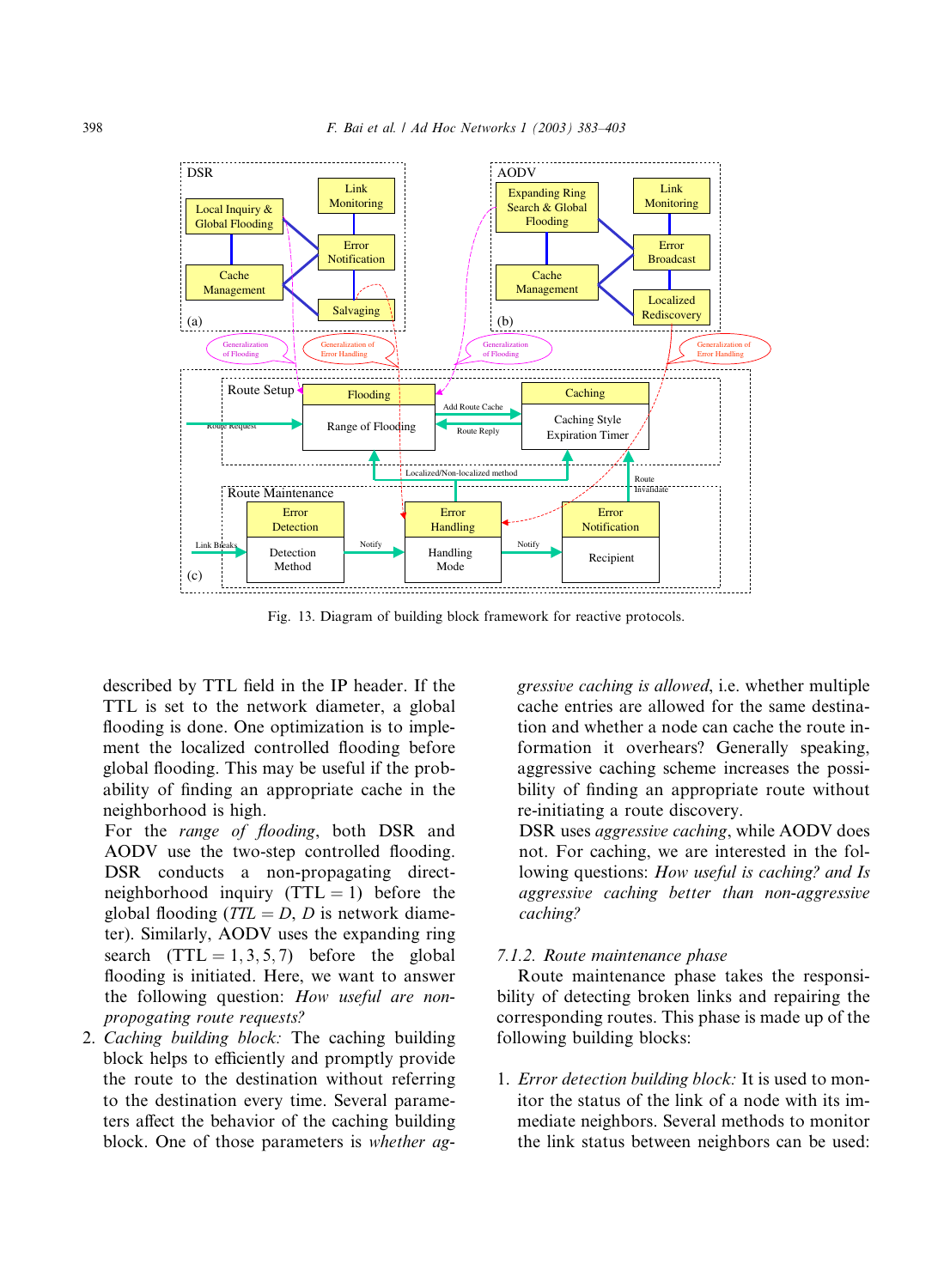DSR

Local Inquiry & Global Flooding

Link Monitoring

Error Notification

Cache Management

Salvaging

(a)

AODV

Expanding Ring Search & Global Flooding

Link Monitoring

Error Broadcast

Cache Management

Localized Rediscovery

(b)

Generalization of Flooding

Generalization of Error Handling

Generalization of Flooding

Generalization of Error Handling

Route Setup

Flooding

Range of Flooding

Add Route Cache

Route Reply

Caching

Caching Style Expiration Timer

Route Request

Localized/Non-localized method

Route Invalidate

Route Maintenance

Error Detection

Detection Method

Link Breaks

Notify

Error Handling

Handling Mode

Notify

Error Notification

Recipient

(c)

Fig. 13. Diagram of building block framework for reactive protocols.

described by TTL field in the IP header. If the TTL is set to the network diameter, a global flooding is done. One optimization is to implement the localized controlled flooding before global flooding. This may be useful if the probability of finding an appropriate cache in the neighborhood is high.

For the *range of flooding*, both DSR and AODV use the two-step controlled flooding. DSR conducts a non-propagating direct-neighborhood inquiry ($TTL = 1$) before the global flooding ($TTL = D$, $D$ is network diameter). Similarly, AODV uses the expanding ring search ($TTL = 1, 3, 5, 7$) before the global flooding is initiated. Here, we want to answer the following question: *How useful are non-propogating route requests?*

2. *Caching building block:* The caching building block helps to efficiently and promptly provide the route to the destination without referring to the destination every time. Several parameters affect the behavior of the caching building block. One of those parameters is *whether aggressive caching is allowed*, i.e. whether multiple cache entries are allowed for the same destination and whether a node can cache the route information it overhears? Generally speaking, aggressive caching scheme increases the possibility of finding an appropriate route without re-initiating a route discovery.

   DSR uses *aggressive caching*, while AODV does not. For caching, we are interested in the following questions: *How useful is caching? and Is aggressive caching better than non-aggressive caching?*

### 7.1.2. Route maintenance phase

Route maintenance phase takes the responsibility of detecting broken links and repairing the corresponding routes. This phase is made up of the following building blocks:

1. *Error detection building block:* It is used to monitor the status of the link of a node with its immediate neighbors. Several methods to monitor the link status between neighbors can be used: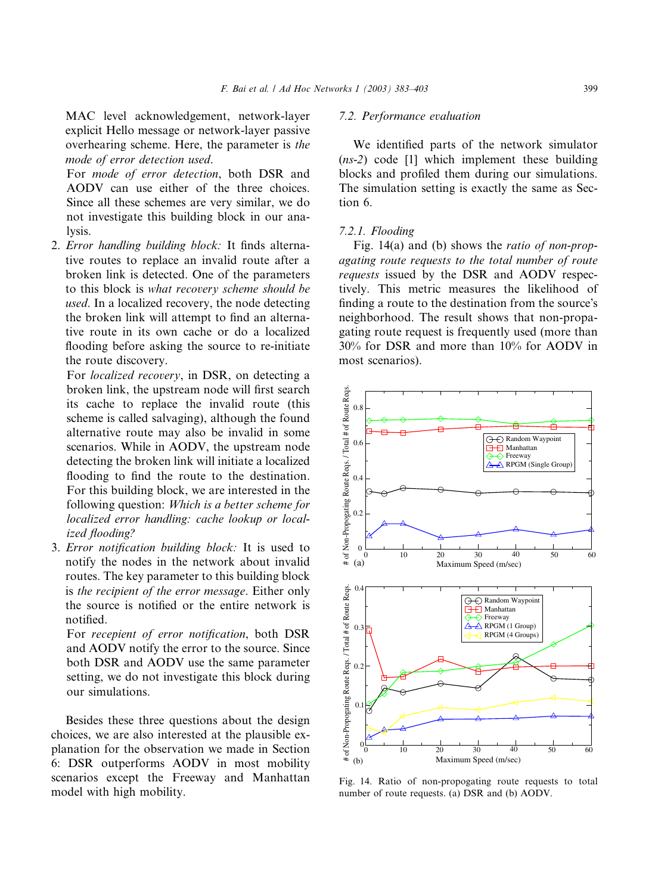MAC level acknowledgement, network-layer explicit Hello message or network-layer passive overhearing scheme. Here, the parameter is *the mode of error detection used*.

For *mode of error detection*, both DSR and AODV can use either of the three choices. Since all these schemes are very similar, we do not investigate this building block in our analysis.

2. *Error handling building block:* It finds alternative routes to replace an invalid route after a broken link is detected. One of the parameters to this block is *what recovery scheme should be used*. In a localized recovery, the node detecting the broken link will attempt to find an alternative route in its own cache or do a localized flooding before asking the source to re-initiate the route discovery.

   For *localized recovery*, in DSR, on detecting a broken link, the upstream node will first search its cache to replace the invalid route (this scheme is called salvaging), although the found alternative route may also be invalid in some scenarios. While in AODV, the upstream node detecting the broken link will initiate a localized flooding to find the route to the destination. For this building block, we are interested in the following question: *Which is a better scheme for localized error handling: cache lookup or localized flooding?*

3. *Error notification building block:* It is used to notify the nodes in the network about invalid routes. The key parameter to this building block is *the recipient of the error message*. Either only the source is notified or the entire network is notified.

   For *recepient of error notification*, both DSR and AODV notify the error to the source. Since both DSR and AODV use the same parameter setting, we do not investigate this block during our simulations.

Besides these three questions about the design choices, we are also interested at the plausible explanation for the observation we made in Section 6: DSR outperforms AODV in most mobility scenarios except the Freeway and Manhattan model with high mobility.

### 7.2. Performance evaluation

We identified parts of the network simulator (*ns-2*) code [1] which implement these building blocks and profiled them during our simulations. The simulation setting is exactly the same as Section 6.

#### 7.2.1. Flooding

Fig. 14(a) and (b) shows the *ratio of non-propagating route requests to the total number of route requests* issued by the DSR and AODV respectively. This metric measures the likelihood of finding a route to the destination from the source's neighborhood. The result shows that non-propagating route request is frequently used (more than 30% for DSR and more than 10% for AODV in most scenarios).

(a)
# of Non-Propogating Route Reqs. / Total # of Route Reqs.
0, 0.2, 0.4, 0.6, 0.8
Maximum Speed (m/sec)
0, 10, 20, 30, 40, 50, 60
Random Waypoint
Manhattan
Freeway
RPGM (Single Group)

(b)
# of Non-Propogating Route Reqs. / Total # of Route Reqs.
0, 0.1, 0.2, 0.3, 0.4
Maximum Speed (m/sec)
0, 10, 20, 30, 40, 50, 60
Random Waypoint
Manhattan
Freeway
RPGM (1 Group)
RPGM (4 Groups)

Fig. 14. Ratio of non-propogating route requests to total number of route requests. (a) DSR and (b) AODV.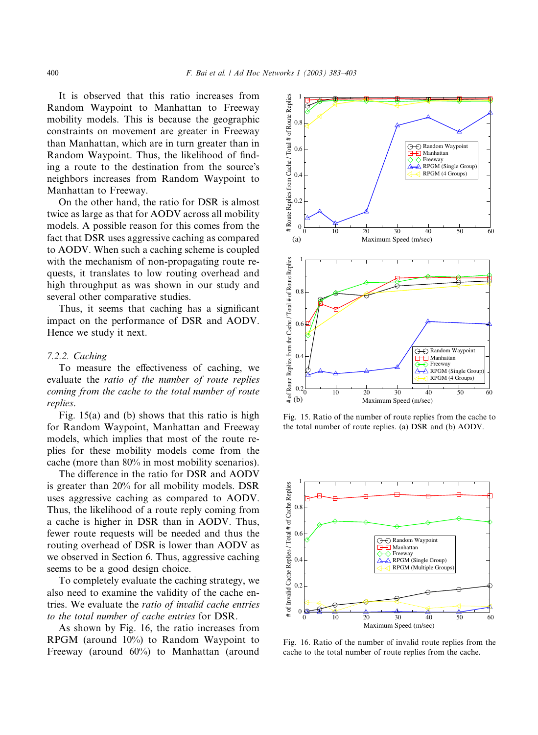It is observed that this ratio increases from Random Waypoint to Manhattan to Freeway mobility models. This is because the geographic constraints on movement are greater in Freeway than Manhattan, which are in turn greater than in Random Waypoint. Thus, the likelihood of finding a route to the destination from the source's neighbors increases from Random Waypoint to Manhattan to Freeway.

On the other hand, the ratio for DSR is almost twice as large as that for AODV across all mobility models. A possible reason for this comes from the fact that DSR uses aggressive caching as compared to AODV. When such a caching scheme is coupled with the mechanism of non-propagating route requests, it translates to low routing overhead and high throughput as was shown in our study and several other comparative studies.

Thus, it seems that caching has a significant impact on the performance of DSR and AODV. Hence we study it next.

### 7.2.2. Caching

To measure the effectiveness of caching, we evaluate the *ratio of the number of route replies coming from the cache to the total number of route replies*.

Fig. 15(a) and (b) shows that this ratio is high for Random Waypoint, Manhattan and Freeway models, which implies that most of the route replies for these mobility models come from the cache (more than 80% in most mobility scenarios).

The difference in the ratio for DSR and AODV is greater than 20% for all mobility models. DSR uses aggressive caching as compared to AODV. Thus, the likelihood of a route reply coming from a cache is higher in DSR than in AODV. Thus, fewer route requests will be needed and thus the routing overhead of DSR is lower than AODV as we observed in Section 6. Thus, aggressive caching seems to be a good design choice.

To completely evaluate the caching strategy, we also need to examine the validity of the cache entries. We evaluate the *ratio of invalid cache entries to the total number of cache entries* for DSR.

As shown by Fig. 16, the ratio increases from RPGM (around 10%) to Random Waypoint to Freeway (around 60%) to Manhattan (around

(a)
# Route Replies from Cache / Total # of Route Replies
Maximum Speed (m/sec)
Random Waypoint
Manhattan
Freeway
RPGM (Single Group)
RPGM (4 Groups)

(b)
# of Route Replies from the Cache / Total # of Route Replies
Maximum Speed (m/sec)
Random Waypoint
Manhattan
Freeway
RPGM (Single Group)
RPGM (4 Groups)

Fig. 15. Ratio of the number of route replies from the cache to the total number of route replies. (a) DSR and (b) AODV.

# of Invalid Cache Replies / Total # of Cache Replies
Maximum Speed (m/sec)
Random Waypoint
Manhattan
Freeway
RPGM (Single Group)
RPGM (Multiple Groups)

Fig. 16. Ratio of the number of invalid route replies from the cache to the total number of route replies from the cache.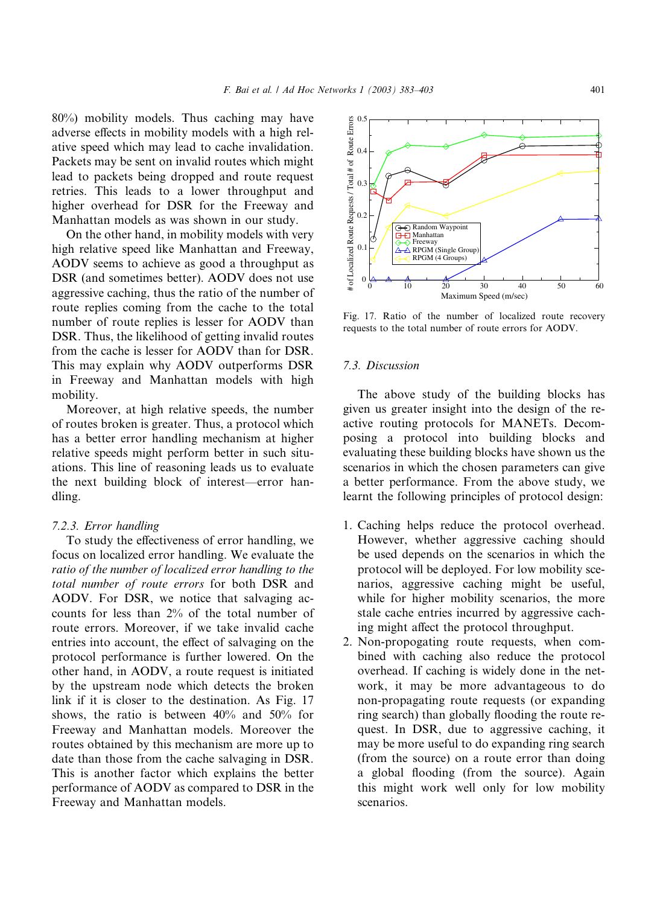80%) mobility models. Thus caching may have adverse effects in mobility models with a high relative speed which may lead to cache invalidation. Packets may be sent on invalid routes which might lead to packets being dropped and route request retries. This leads to a lower throughput and higher overhead for DSR for the Freeway and Manhattan models as was shown in our study.

On the other hand, in mobility models with very high relative speed like Manhattan and Freeway, AODV seems to achieve as good a throughput as DSR (and sometimes better). AODV does not use aggressive caching, thus the ratio of the number of route replies coming from the cache to the total number of route replies is lesser for AODV than DSR. Thus, the likelihood of getting invalid routes from the cache is lesser for AODV than for DSR. This may explain why AODV outperforms DSR in Freeway and Manhattan models with high mobility.

Moreover, at high relative speeds, the number of routes broken is greater. Thus, a protocol which has a better error handling mechanism at higher relative speeds might perform better in such situations. This line of reasoning leads us to evaluate the next building block of interest—error handling.

#### 7.2.3. Error handling

To study the effectiveness of error handling, we focus on localized error handling. We evaluate the *ratio of the number of localized error handling to the total number of route errors* for both DSR and AODV. For DSR, we notice that salvaging accounts for less than 2% of the total number of route errors. Moreover, if we take invalid cache entries into account, the effect of salvaging on the protocol performance is further lowered. On the other hand, in AODV, a route request is initiated by the upstream node which detects the broken link if it is closer to the destination. As Fig. 17 shows, the ratio is between 40% and 50% for Freeway and Manhattan models. Moreover the routes obtained by this mechanism are more up to date than those from the cache salvaging in DSR. This is another factor which explains the better performance of AODV as compared to DSR in the Freeway and Manhattan models.

\# of Localized Route Requests / Total # of Route Errors

0 0.1 0.2 0.3 0.4 0.5

Maximum Speed (m/sec)

0 10 20 30 40 50 60

Random Waypoint
Manhattan
Freeway
RPGM (Single Group)
RPGM (4 Groups)

Fig. 17. Ratio of the number of localized route recovery requests to the total number of route errors for AODV.

### 7.3. Discussion

The above study of the building blocks has given us greater insight into the design of the reactive routing protocols for MANETs. Decomposing a protocol into building blocks and evaluating these building blocks have shown us the scenarios in which the chosen parameters can give a better performance. From the above study, we learnt the following principles of protocol design:

1. Caching helps reduce the protocol overhead. However, whether aggressive caching should be used depends on the scenarios in which the protocol will be deployed. For low mobility scenarios, aggressive caching might be useful, while for higher mobility scenarios, the more stale cache entries incurred by aggressive caching might affect the protocol throughput.
2. Non-propogating route requests, when combined with caching also reduce the protocol overhead. If caching is widely done in the network, it may be more advantageous to do non-propagating route requests (or expanding ring search) than globally flooding the route request. In DSR, due to aggressive caching, it may be more useful to do expanding ring search (from the source) on a route error than doing a global flooding (from the source). Again this might work well only for low mobility scenarios.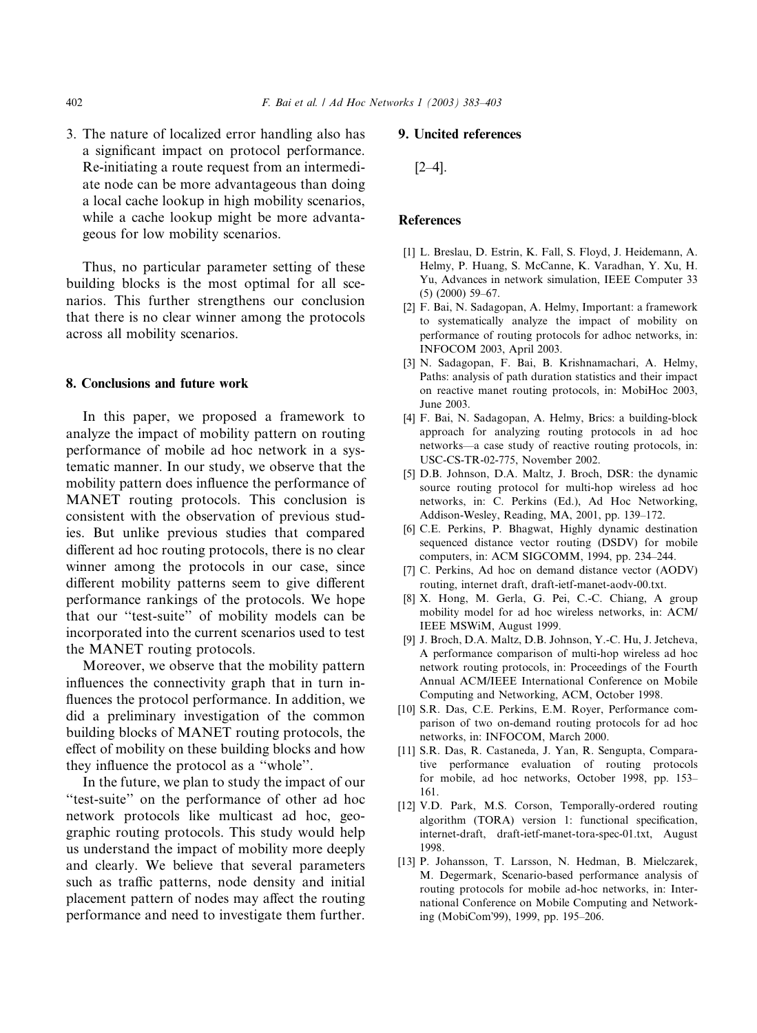3. The nature of localized error handling also has a significant impact on protocol performance. Re-initiating a route request from an intermediate node can be more advantageous than doing a local cache lookup in high mobility scenarios, while a cache lookup might be more advantageous for low mobility scenarios.

Thus, no particular parameter setting of these building blocks is the most optimal for all scenarios. This further strengthens our conclusion that there is no clear winner among the protocols across all mobility scenarios.

## 8. Conclusions and future work

In this paper, we proposed a framework to analyze the impact of mobility pattern on routing performance of mobile ad hoc network in a systematic manner. In our study, we observe that the mobility pattern does influence the performance of MANET routing protocols. This conclusion is consistent with the observation of previous studies. But unlike previous studies that compared different ad hoc routing protocols, there is no clear winner among the protocols in our case, since different mobility patterns seem to give different performance rankings of the protocols. We hope that our "test-suite" of mobility models can be incorporated into the current scenarios used to test the MANET routing protocols.

Moreover, we observe that the mobility pattern influences the connectivity graph that in turn influences the protocol performance. In addition, we did a preliminary investigation of the common building blocks of MANET routing protocols, the effect of mobility on these building blocks and how they influence the protocol as a "whole".

In the future, we plan to study the impact of our "test-suite" on the performance of other ad hoc network protocols like multicast ad hoc, geographic routing protocols. This study would help us understand the impact of mobility more deeply and clearly. We believe that several parameters such as traffic patterns, node density and initial placement pattern of nodes may affect the routing performance and need to investigate them further.

## 9. Uncited references

[2–4].

## References

[1] L. Breslau, D. Estrin, K. Fall, S. Floyd, J. Heidemann, A. Helmy, P. Huang, S. McCanne, K. Varadhan, Y. Xu, H. Yu, Advances in network simulation, IEEE Computer 33 (5) (2000) 59–67.

[2] F. Bai, N. Sadagopan, A. Helmy, Important: a framework to systematically analyze the impact of mobility on performance of routing protocols for adhoc networks, in: INFOCOM 2003, April 2003.

[3] N. Sadagopan, F. Bai, B. Krishnamachari, A. Helmy, Paths: analysis of path duration statistics and their impact on reactive manet routing protocols, in: MobiHoc 2003, June 2003.

[4] F. Bai, N. Sadagopan, A. Helmy, Brics: a building-block approach for analyzing routing protocols in ad hoc networks—a case study of reactive routing protocols, in: USC-CS-TR-02-775, November 2002.

[5] D.B. Johnson, D.A. Maltz, J. Broch, DSR: the dynamic source routing protocol for multi-hop wireless ad hoc networks, in: C. Perkins (Ed.), Ad Hoc Networking, Addison-Wesley, Reading, MA, 2001, pp. 139–172.

[6] C.E. Perkins, P. Bhagwat, Highly dynamic destination sequenced distance vector routing (DSDV) for mobile computers, in: ACM SIGCOMM, 1994, pp. 234–244.

[7] C. Perkins, Ad hoc on demand distance vector (AODV) routing, internet draft, draft-ietf-manet-aodv-00.txt.

[8] X. Hong, M. Gerla, G. Pei, C.-C. Chiang, A group mobility model for ad hoc wireless networks, in: ACM/IEEE MSWiM, August 1999.

[9] J. Broch, D.A. Maltz, D.B. Johnson, Y.-C. Hu, J. Jetcheva, A performance comparison of multi-hop wireless ad hoc network routing protocols, in: Proceedings of the Fourth Annual ACM/IEEE International Conference on Mobile Computing and Networking, ACM, October 1998.

[10] S.R. Das, C.E. Perkins, E.M. Royer, Performance comparison of two on-demand routing protocols for ad hoc networks, in: INFOCOM, March 2000.

[11] S.R. Das, R. Castaneda, J. Yan, R. Sengupta, Comparative performance evaluation of routing protocols for mobile, ad hoc networks, October 1998, pp. 153–161.

[12] V.D. Park, M.S. Corson, Temporally-ordered routing algorithm (TORA) version 1: functional specification, internet-draft, draft-ietf-manet-tora-spec-01.txt, August 1998.

[13] P. Johansson, T. Larsson, N. Hedman, B. Mielczarek, M. Degermark, Scenario-based performance analysis of routing protocols for mobile ad-hoc networks, in: International Conference on Mobile Computing and Networking (MobiCom'99), 1999, pp. 195–206.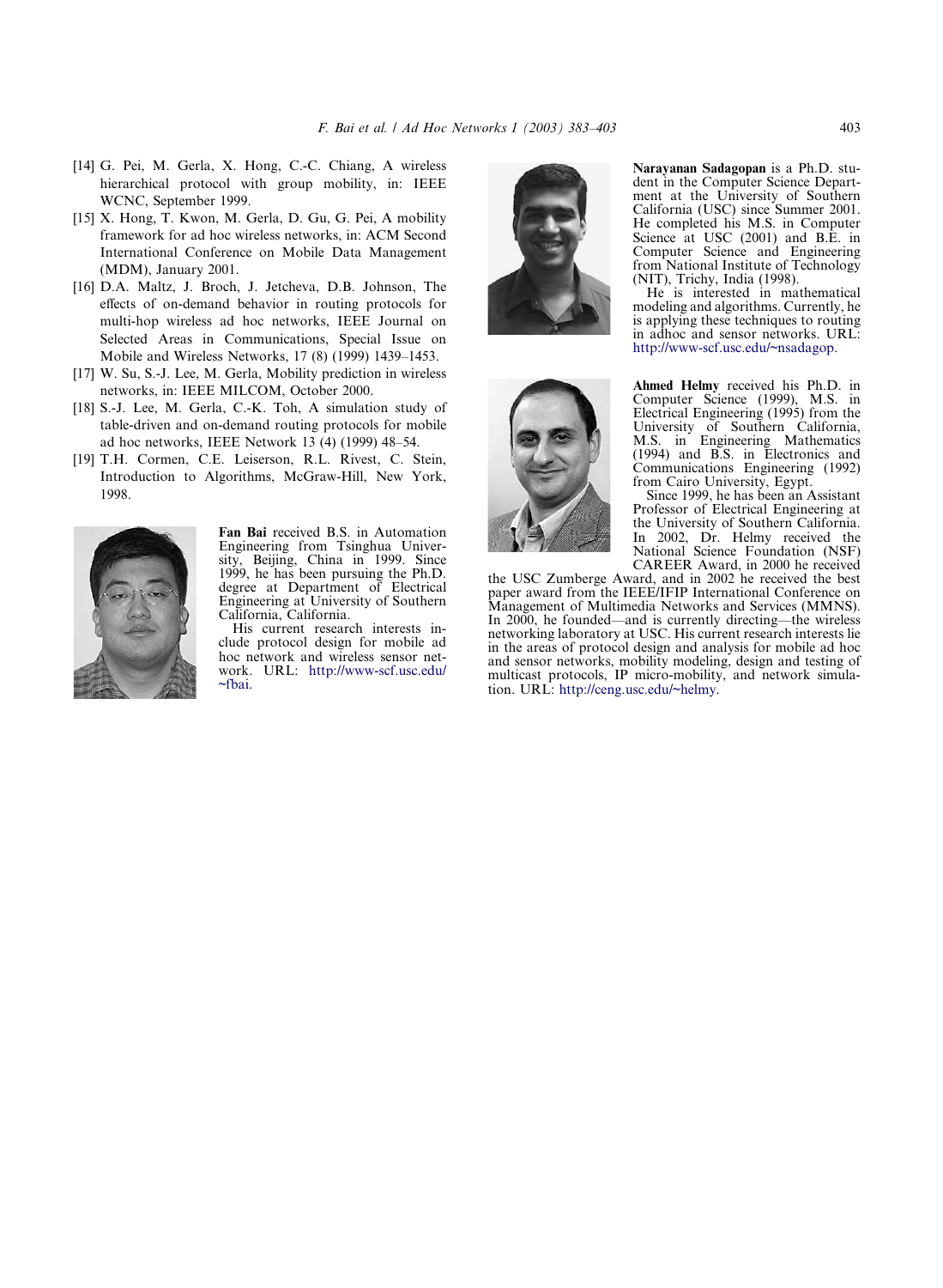[14] G. Pei, M. Gerla, X. Hong, C.-C. Chiang, A wireless hierarchical protocol with group mobility, in: IEEE WCNC, September 1999.

[15] X. Hong, T. Kwon, M. Gerla, D. Gu, G. Pei, A mobility framework for ad hoc wireless networks, in: ACM Second International Conference on Mobile Data Management (MDM), January 2001.

[16] D.A. Maltz, J. Broch, J. Jetcheva, D.B. Johnson, The effects of on-demand behavior in routing protocols for multi-hop wireless ad hoc networks, IEEE Journal on Selected Areas in Communications, Special Issue on Mobile and Wireless Networks, 17 (8) (1999) 1439–1453.

[17] W. Su, S.-J. Lee, M. Gerla, Mobility prediction in wireless networks, in: IEEE MILCOM, October 2000.

[18] S.-J. Lee, M. Gerla, C.-K. Toh, A simulation study of table-driven and on-demand routing protocols for mobile ad hoc networks, IEEE Network 13 (4) (1999) 48–54.

[19] T.H. Cormen, C.E. Leiserson, R.L. Rivest, C. Stein, Introduction to Algorithms, McGraw-Hill, New York, 1998.

**Fan Bai** received B.S. in Automation Engineering from Tsinghua University, Beijing, China in 1999. Since 1999, he has been pursuing the Ph.D. degree at Department of Electrical Engineering at University of Southern California, California.

His current research interests include protocol design for mobile ad hoc network and wireless sensor network. URL: http://www-scf.usc.edu/~fbai.

**Narayanan Sadagopan** is a Ph.D. student in the Computer Science Department at the University of Southern California (USC) since Summer 2001. He completed his M.S. in Computer Science at USC (2001) and B.E. in Computer Science and Engineering from National Institute of Technology (NIT), Trichy, India (1998).

He is interested in mathematical modeling and algorithms. Currently, he is applying these techniques to routing in adhoc and sensor networks. URL: http://www-scf.usc.edu/~nsadagop.

**Ahmed Helmy** received his Ph.D. in Computer Science (1999), M.S. in Electrical Engineering (1995) from the University of Southern California, M.S. in Engineering Mathematics (1994) and B.S. in Electronics and Communications Engineering (1992) from Cairo University, Egypt.

Since 1999, he has been an Assistant Professor of Electrical Engineering at the University of Southern California. In 2002, Dr. Helmy received the National Science Foundation (NSF) CAREER Award, in 2000 he received the USC Zumberge Award, and in 2002 he received the best paper award from the IEEE/IFIP International Conference on Management of Multimedia Networks and Services (MMNS). In 2000, he founded—and is currently directing—the wireless networking laboratory at USC. His current research interests lie in the areas of protocol design and analysis for mobile ad hoc and sensor networks, mobility modeling, design and testing of multicast protocols, IP micro-mobility, and network simulation. URL: http://ceng.usc.edu/~helmy.